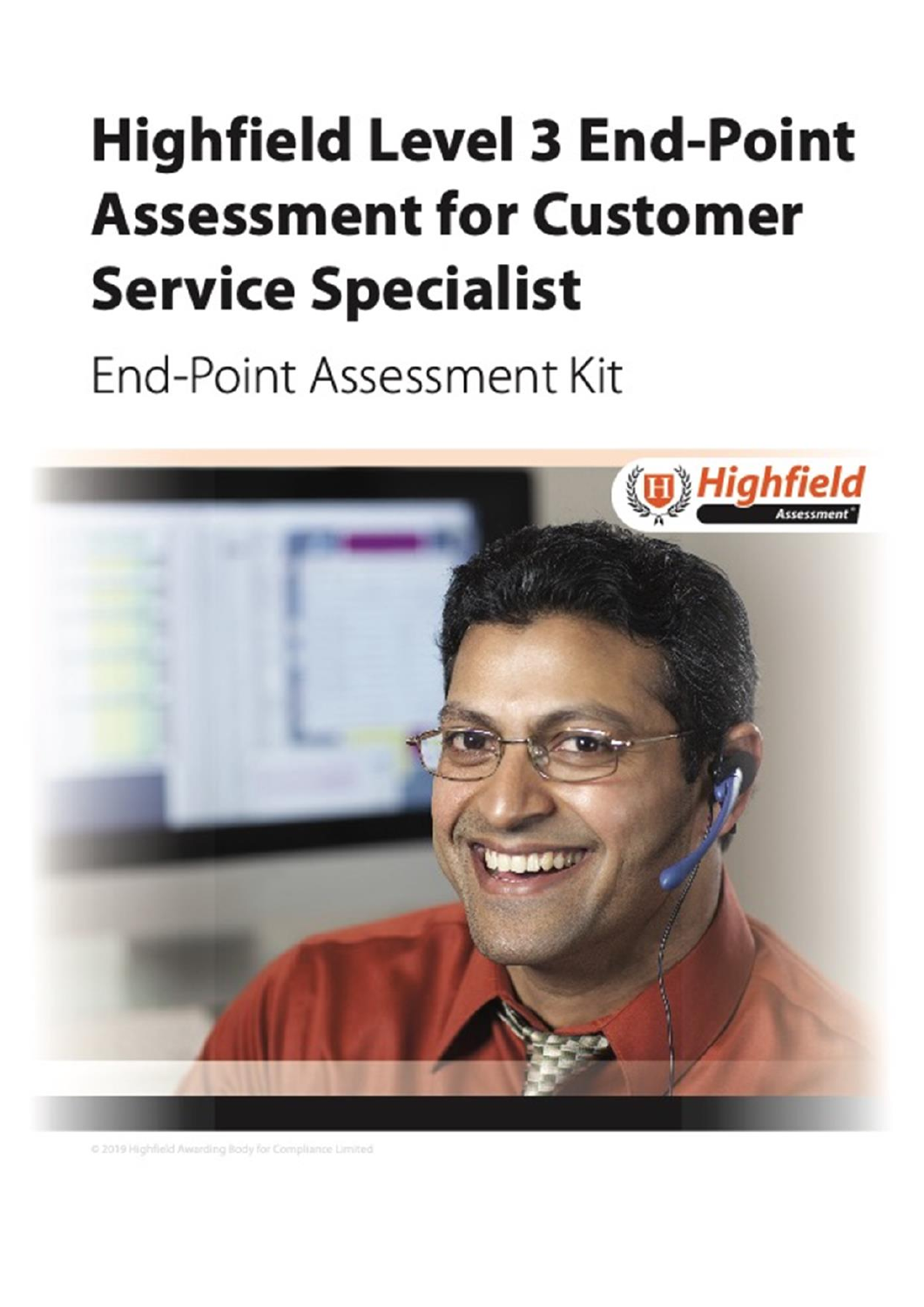# Highfield Level 3 End-Point Assessment for Customer Service Specialist

End-Point Assessment Kit

© 2019 Highfield Awarding Body for Compliance Limited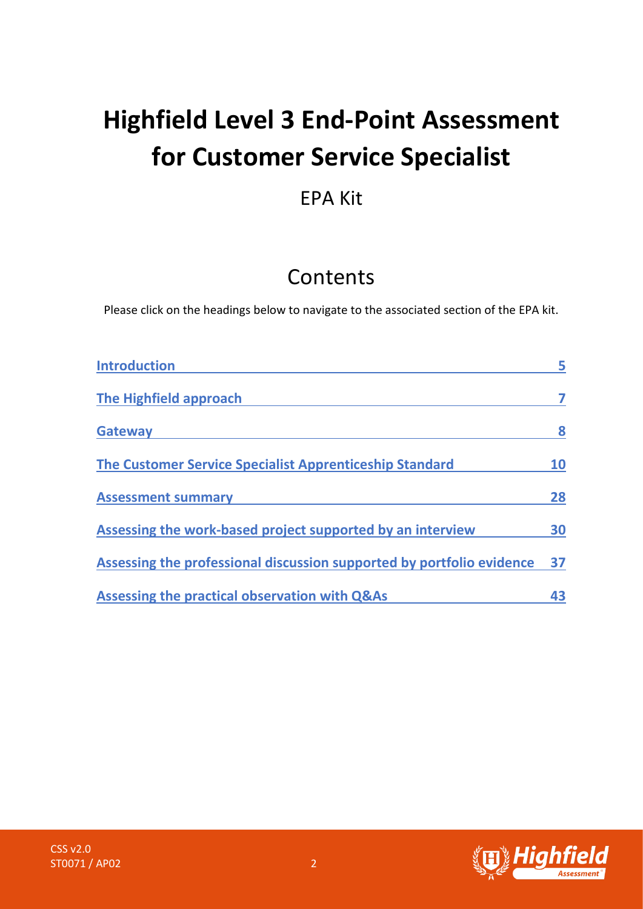# Highfield Level 3 End-Point Assessment for Customer Service Specialist

EPA Kit

## Contents

Please click on the headings below to navigate to the associated section of the EPA kit.

| | |
|---|---|
| Introduction | 5 |
| The Highfield approach | 7 |
| Gateway | 8 |
| The Customer Service Specialist Apprenticeship Standard | 10 |
| Assessment summary | 28 |
| Assessing the work-based project supported by an interview | 30 |
| Assessing the professional discussion supported by portfolio evidence | 37 |
| Assessing the practical observation with Q&As | 43 |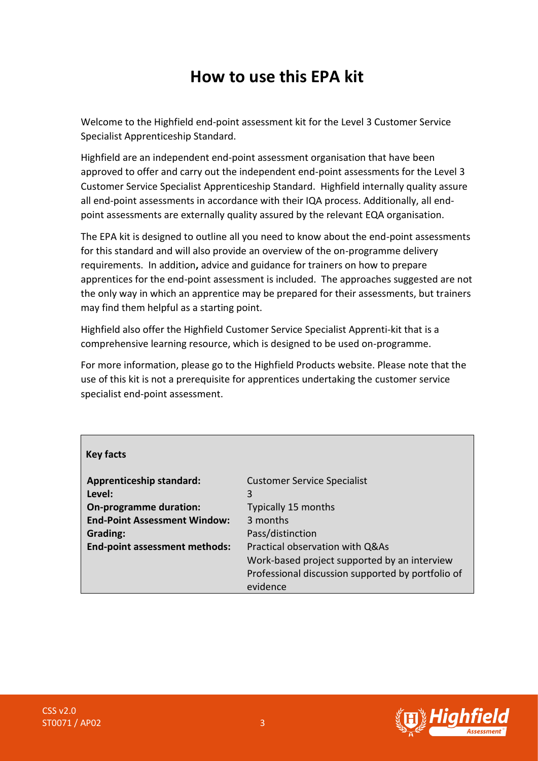# How to use this EPA kit

Welcome to the Highfield end-point assessment kit for the Level 3 Customer Service Specialist Apprenticeship Standard.

Highfield are an independent end-point assessment organisation that have been approved to offer and carry out the independent end-point assessments for the Level 3 Customer Service Specialist Apprenticeship Standard. Highfield internally quality assure all end-point assessments in accordance with their IQA process. Additionally, all end-point assessments are externally quality assured by the relevant EQA organisation.

The EPA kit is designed to outline all you need to know about the end-point assessments for this standard and will also provide an overview of the on-programme delivery requirements. In addition**,** advice and guidance for trainers on how to prepare apprentices for the end-point assessment is included. The approaches suggested are not the only way in which an apprentice may be prepared for their assessments, but trainers may find them helpful as a starting point.

Highfield also offer the Highfield Customer Service Specialist Apprenti-kit that is a comprehensive learning resource, which is designed to be used on-programme.

For more information, please go to the Highfield Products website. Please note that the use of this kit is not a prerequisite for apprentices undertaking the customer service specialist end-point assessment.

| **Key facts** | |
|---|---|
| **Apprenticeship standard:** | Customer Service Specialist |
| **Level:** | 3 |
| **On-programme duration:** | Typically 15 months |
| **End-Point Assessment Window:** | 3 months |
| **Grading:** | Pass/distinction |
| **End-point assessment methods:** | Practical observation with Q&As<br>Work-based project supported by an interview<br>Professional discussion supported by portfolio of evidence |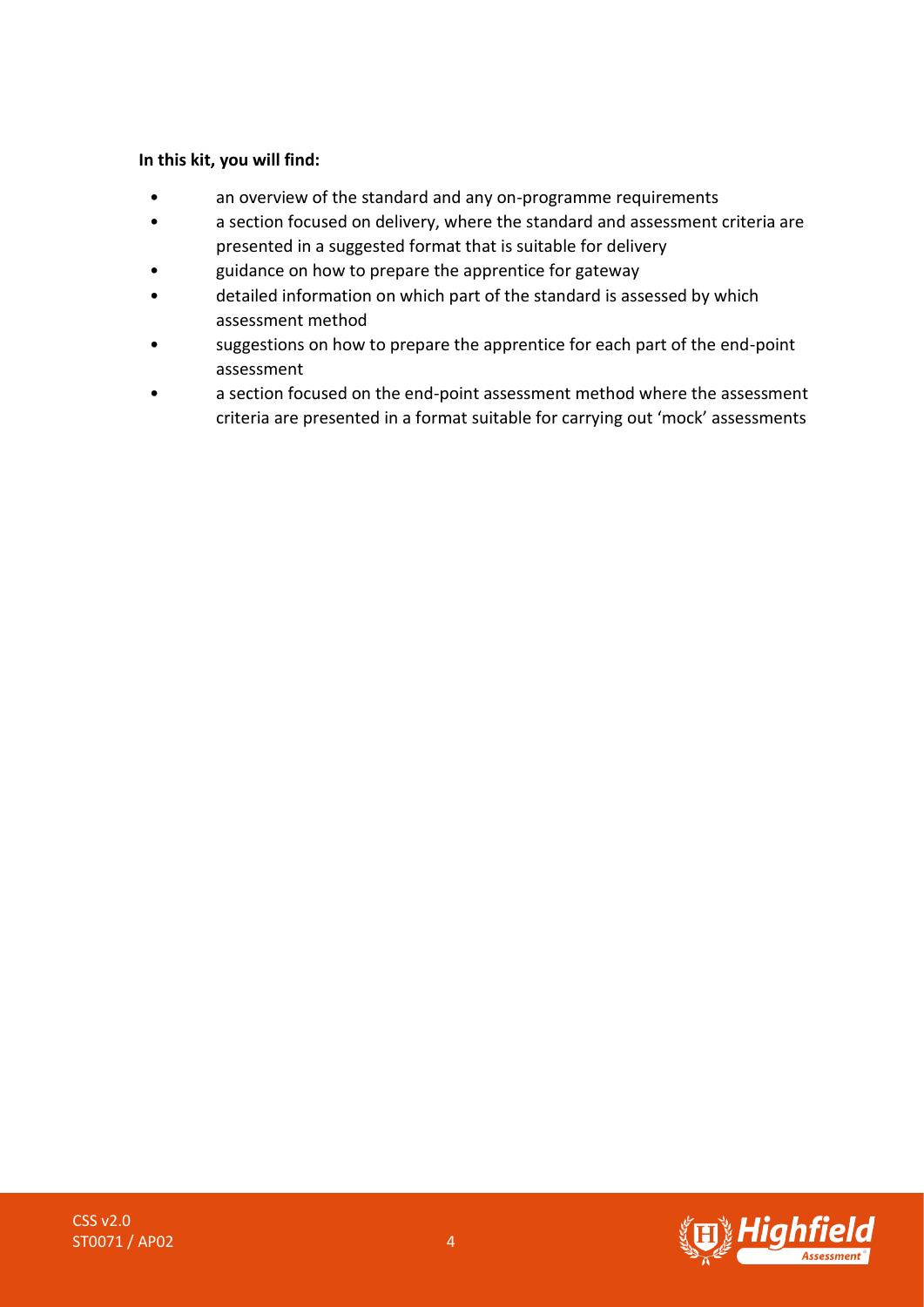**In this kit, you will find:**

- an overview of the standard and any on-programme requirements
- a section focused on delivery, where the standard and assessment criteria are presented in a suggested format that is suitable for delivery
- guidance on how to prepare the apprentice for gateway
- detailed information on which part of the standard is assessed by which assessment method
- suggestions on how to prepare the apprentice for each part of the end-point assessment
- a section focused on the end-point assessment method where the assessment criteria are presented in a format suitable for carrying out 'mock' assessments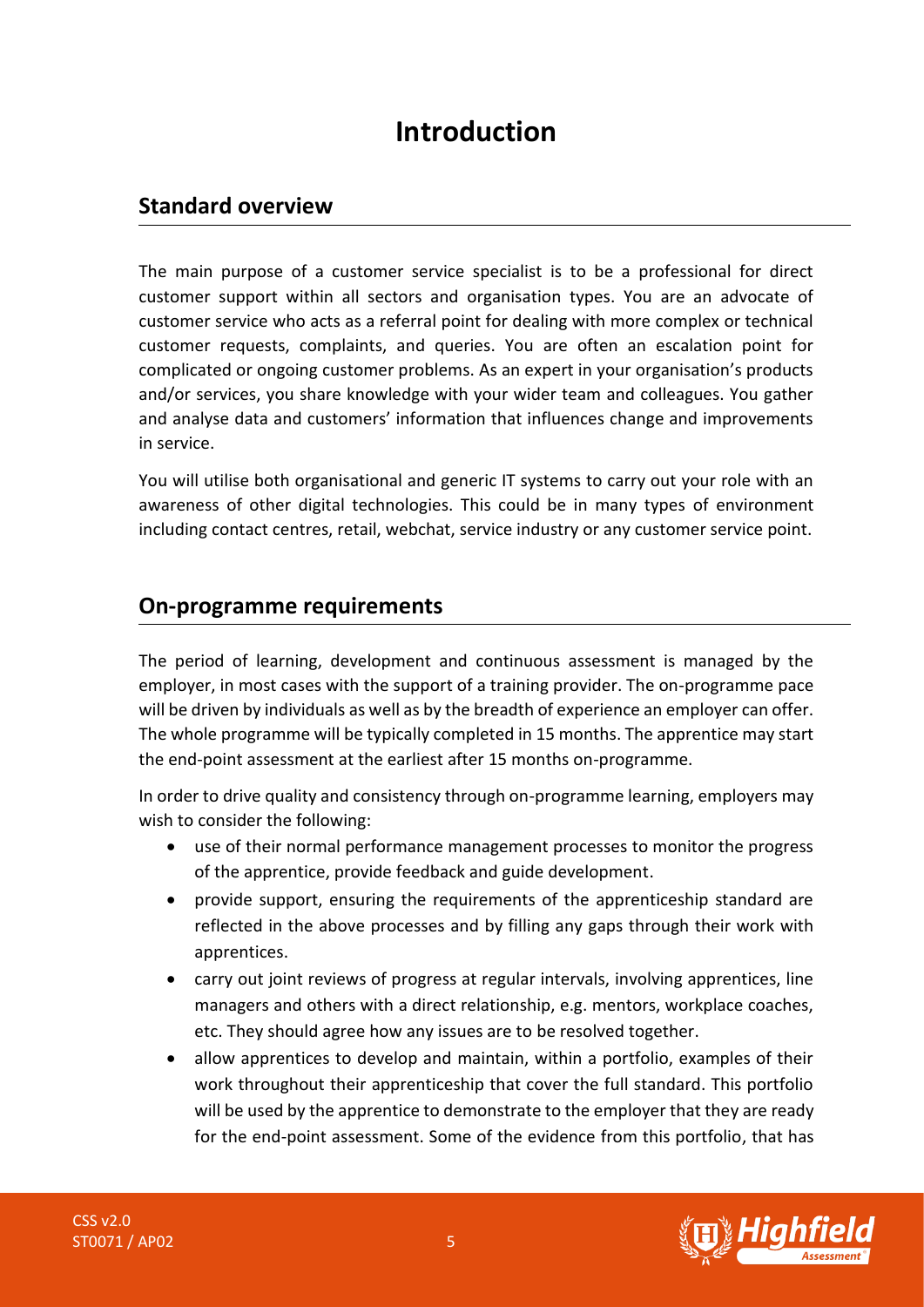# Introduction

## Standard overview

The main purpose of a customer service specialist is to be a professional for direct customer support within all sectors and organisation types. You are an advocate of customer service who acts as a referral point for dealing with more complex or technical customer requests, complaints, and queries. You are often an escalation point for complicated or ongoing customer problems. As an expert in your organisation's products and/or services, you share knowledge with your wider team and colleagues. You gather and analyse data and customers' information that influences change and improvements in service.

You will utilise both organisational and generic IT systems to carry out your role with an awareness of other digital technologies. This could be in many types of environment including contact centres, retail, webchat, service industry or any customer service point.

## On-programme requirements

The period of learning, development and continuous assessment is managed by the employer, in most cases with the support of a training provider. The on-programme pace will be driven by individuals as well as by the breadth of experience an employer can offer. The whole programme will be typically completed in 15 months. The apprentice may start the end-point assessment at the earliest after 15 months on-programme.

In order to drive quality and consistency through on-programme learning, employers may wish to consider the following:

- use of their normal performance management processes to monitor the progress of the apprentice, provide feedback and guide development.
- provide support, ensuring the requirements of the apprenticeship standard are reflected in the above processes and by filling any gaps through their work with apprentices.
- carry out joint reviews of progress at regular intervals, involving apprentices, line managers and others with a direct relationship, e.g. mentors, workplace coaches, etc. They should agree how any issues are to be resolved together.
- allow apprentices to develop and maintain, within a portfolio, examples of their work throughout their apprenticeship that cover the full standard. This portfolio will be used by the apprentice to demonstrate to the employer that they are ready for the end-point assessment. Some of the evidence from this portfolio, that has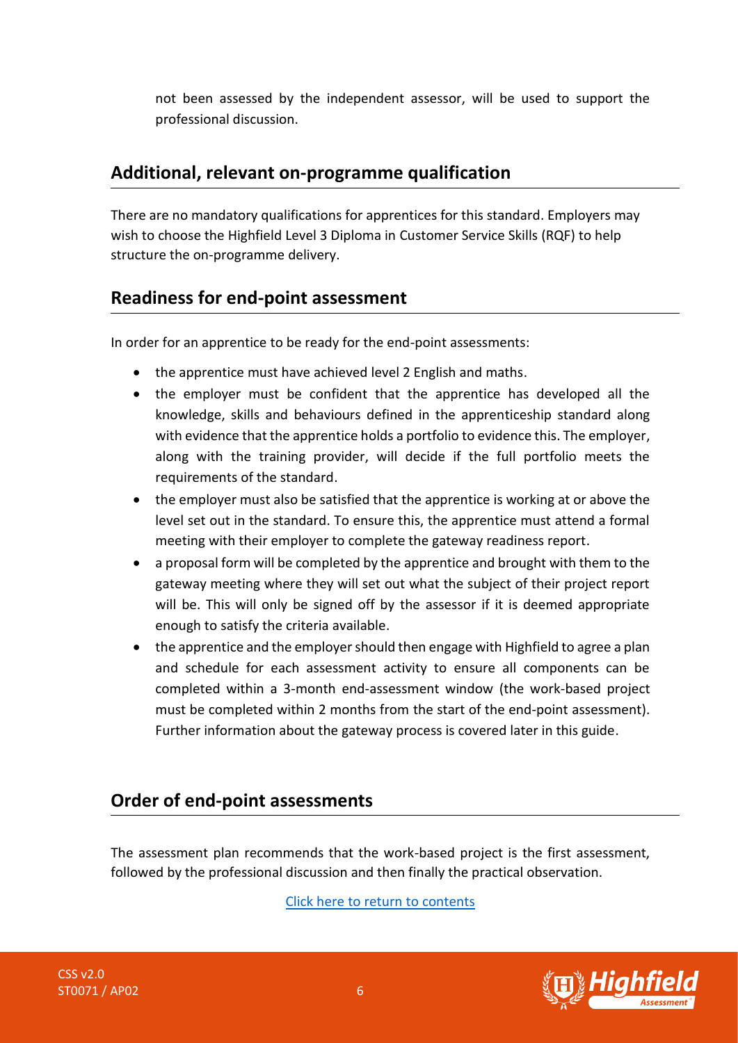not been assessed by the independent assessor, will be used to support the professional discussion.

## Additional, relevant on-programme qualification

There are no mandatory qualifications for apprentices for this standard. Employers may wish to choose the Highfield Level 3 Diploma in Customer Service Skills (RQF) to help structure the on-programme delivery.

## Readiness for end-point assessment

In order for an apprentice to be ready for the end-point assessments:

- the apprentice must have achieved level 2 English and maths.
- the employer must be confident that the apprentice has developed all the knowledge, skills and behaviours defined in the apprenticeship standard along with evidence that the apprentice holds a portfolio to evidence this. The employer, along with the training provider, will decide if the full portfolio meets the requirements of the standard.
- the employer must also be satisfied that the apprentice is working at or above the level set out in the standard. To ensure this, the apprentice must attend a formal meeting with their employer to complete the gateway readiness report.
- a proposal form will be completed by the apprentice and brought with them to the gateway meeting where they will set out what the subject of their project report will be. This will only be signed off by the assessor if it is deemed appropriate enough to satisfy the criteria available.
- the apprentice and the employer should then engage with Highfield to agree a plan and schedule for each assessment activity to ensure all components can be completed within a 3-month end-assessment window (the work-based project must be completed within 2 months from the start of the end-point assessment). Further information about the gateway process is covered later in this guide.

## Order of end-point assessments

The assessment plan recommends that the work-based project is the first assessment, followed by the professional discussion and then finally the practical observation.

Click here to return to contents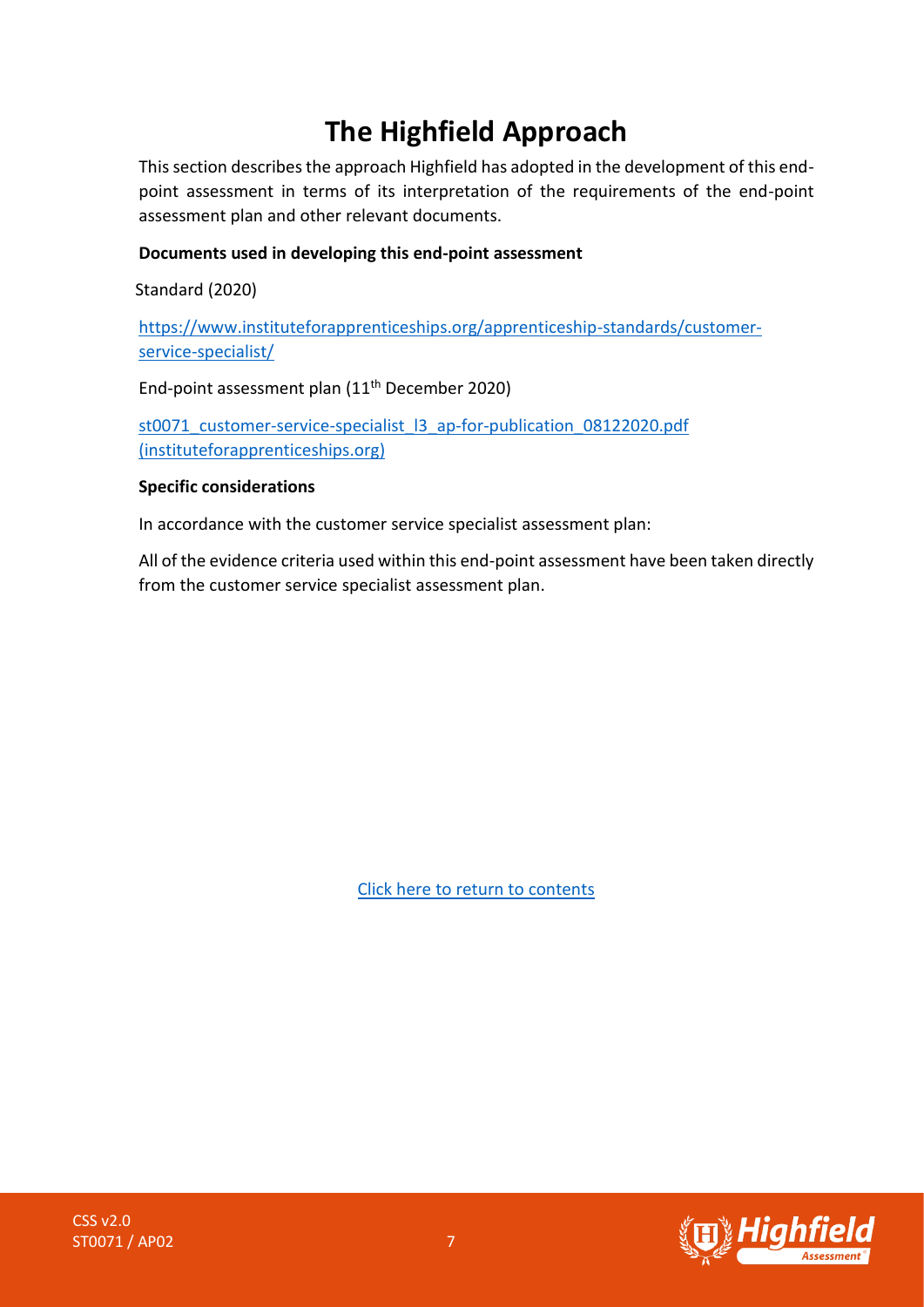# The Highfield Approach

This section describes the approach Highfield has adopted in the development of this end-point assessment in terms of its interpretation of the requirements of the end-point assessment plan and other relevant documents.

**Documents used in developing this end-point assessment**

Standard (2020)

[https://www.instituteforapprenticeships.org/apprenticeship-standards/customer-service-specialist/](https://www.instituteforapprenticeships.org/apprenticeship-standards/customer-service-specialist/)

End-point assessment plan (11th December 2020)

[st0071_customer-service-specialist_l3_ap-for-publication_08122020.pdf (instituteforapprenticeships.org)]()

**Specific considerations**

In accordance with the customer service specialist assessment plan:

All of the evidence criteria used within this end-point assessment have been taken directly from the customer service specialist assessment plan.

[Click here to return to contents]()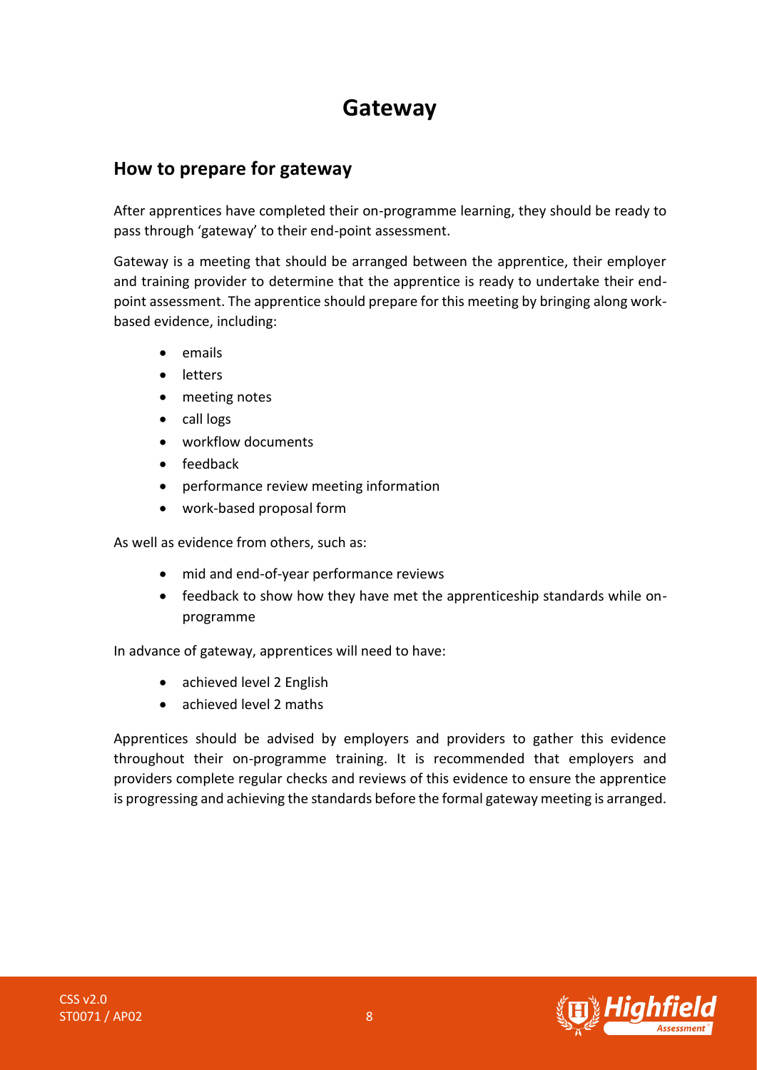# Gateway

## How to prepare for gateway

After apprentices have completed their on-programme learning, they should be ready to pass through 'gateway' to their end-point assessment.

Gateway is a meeting that should be arranged between the apprentice, their employer and training provider to determine that the apprentice is ready to undertake their end-point assessment. The apprentice should prepare for this meeting by bringing along work-based evidence, including:

- emails
- letters
- meeting notes
- call logs
- workflow documents
- feedback
- performance review meeting information
- work-based proposal form

As well as evidence from others, such as:

- mid and end-of-year performance reviews
- feedback to show how they have met the apprenticeship standards while on-programme

In advance of gateway, apprentices will need to have:

- achieved level 2 English
- achieved level 2 maths

Apprentices should be advised by employers and providers to gather this evidence throughout their on-programme training. It is recommended that employers and providers complete regular checks and reviews of this evidence to ensure the apprentice is progressing and achieving the standards before the formal gateway meeting is arranged.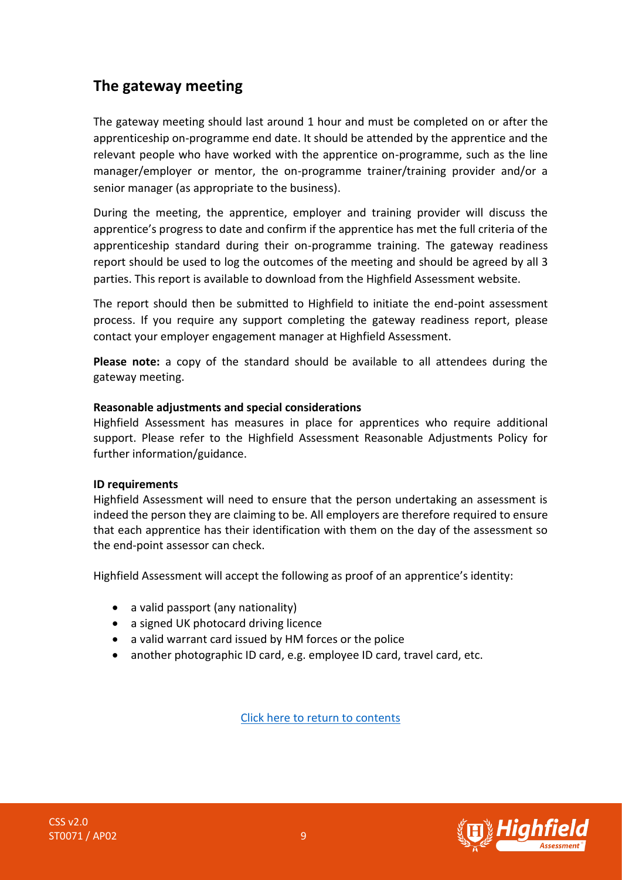## The gateway meeting

The gateway meeting should last around 1 hour and must be completed on or after the apprenticeship on-programme end date. It should be attended by the apprentice and the relevant people who have worked with the apprentice on-programme, such as the line manager/employer or mentor, the on-programme trainer/training provider and/or a senior manager (as appropriate to the business).

During the meeting, the apprentice, employer and training provider will discuss the apprentice's progress to date and confirm if the apprentice has met the full criteria of the apprenticeship standard during their on-programme training. The gateway readiness report should be used to log the outcomes of the meeting and should be agreed by all 3 parties. This report is available to download from the Highfield Assessment website.

The report should then be submitted to Highfield to initiate the end-point assessment process. If you require any support completing the gateway readiness report, please contact your employer engagement manager at Highfield Assessment.

**Please note:** a copy of the standard should be available to all attendees during the gateway meeting.

**Reasonable adjustments and special considerations**

Highfield Assessment has measures in place for apprentices who require additional support. Please refer to the Highfield Assessment Reasonable Adjustments Policy for further information/guidance.

**ID requirements**

Highfield Assessment will need to ensure that the person undertaking an assessment is indeed the person they are claiming to be. All employers are therefore required to ensure that each apprentice has their identification with them on the day of the assessment so the end-point assessor can check.

Highfield Assessment will accept the following as proof of an apprentice's identity:

- a valid passport (any nationality)
- a signed UK photocard driving licence
- a valid warrant card issued by HM forces or the police
- another photographic ID card, e.g. employee ID card, travel card, etc.

Click here to return to contents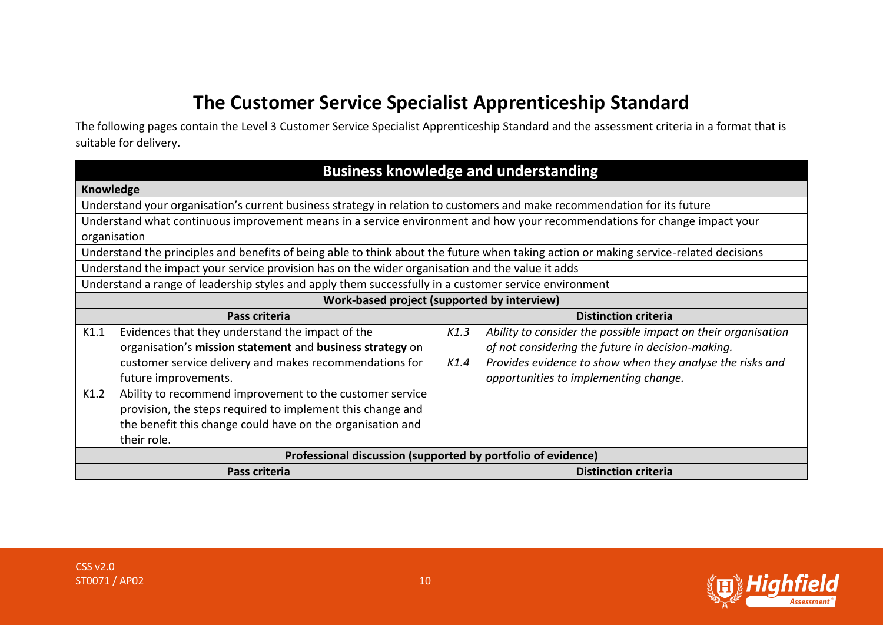# The Customer Service Specialist Apprenticeship Standard

The following pages contain the Level 3 Customer Service Specialist Apprenticeship Standard and the assessment criteria in a format that is suitable for delivery.

| Business knowledge and understanding | | | |
|---|---|---|---|
| **Knowledge** | | | |
| Understand your organisation's current business strategy in relation to customers and make recommendation for its future | | | |
| Understand what continuous improvement means in a service environment and how your recommendations for change impact your organisation | | | |
| Understand the principles and benefits of being able to think about the future when taking action or making service-related decisions | | | |
| Understand the impact your service provision has on the wider organisation and the value it adds | | | |
| Understand a range of leadership styles and apply them successfully in a customer service environment | | | |
| **Work-based project (supported by interview)** | | | |
| **Pass criteria** | | **Distinction criteria** | |
| K1.1 | Evidences that they understand the impact of the organisation's **mission statement** and **business strategy** on customer service delivery and makes recommendations for future improvements. | *K1.3* | *Ability to consider the possible impact on their organisation of not considering the future in decision-making.* |
| K1.2 | Ability to recommend improvement to the customer service provision, the steps required to implement this change and the benefit this change could have on the organisation and their role. | *K1.4* | *Provides evidence to show when they analyse the risks and opportunities to implementing change.* |
| **Professional discussion (supported by portfolio of evidence)** | | | |
| **Pass criteria** | | **Distinction criteria** | |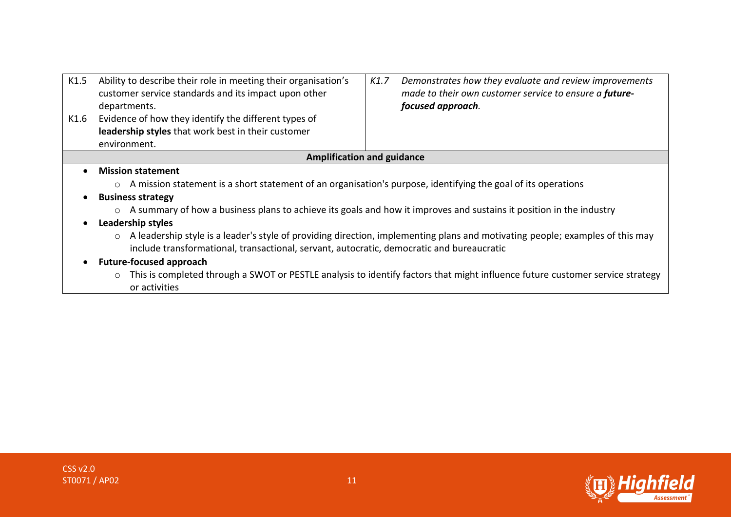| | |
|---|---|
| K1.5 Ability to describe their role in meeting their organisation's customer service standards and its impact upon other departments.<br>K1.6 Evidence of how they identify the different types of **leadership styles** that work best in their customer environment. | *K1.7 Demonstrates how they evaluate and review improvements made to their own customer service to ensure a **future-focused approach**.* |

**Amplification and guidance**

- **Mission statement**
  - A mission statement is a short statement of an organisation's purpose, identifying the goal of its operations
- **Business strategy**
  - A summary of how a business plans to achieve its goals and how it improves and sustains it position in the industry
- **Leadership styles**
  - A leadership style is a leader's style of providing direction, implementing plans and motivating people; examples of this may include transformational, transactional, servant, autocratic, democratic and bureaucratic
- **Future-focused approach**
  - This is completed through a SWOT or PESTLE analysis to identify factors that might influence future customer service strategy or activities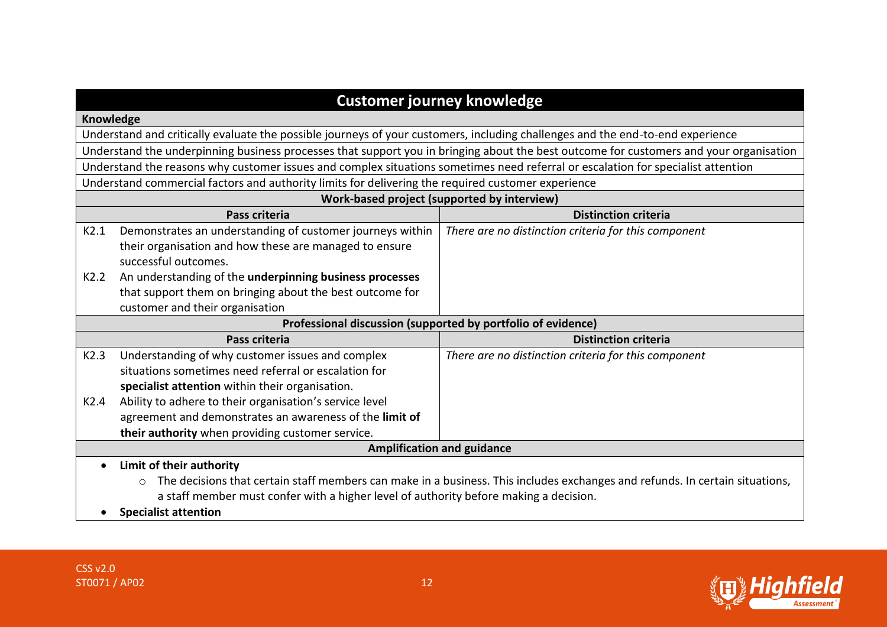## Customer journey knowledge

**Knowledge**

Understand and critically evaluate the possible journeys of your customers, including challenges and the end-to-end experience

Understand the underpinning business processes that support you in bringing about the best outcome for customers and your organisation

Understand the reasons why customer issues and complex situations sometimes need referral or escalation for specialist attention

Understand commercial factors and authority limits for delivering the required customer experience

**Work-based project (supported by interview)**

| Pass criteria | Distinction criteria |
| --- | --- |
| K2.1 Demonstrates an understanding of customer journeys within their organisation and how these are managed to ensure successful outcomes.<br>K2.2 An understanding of the **underpinning business processes** that support them on bringing about the best outcome for customer and their organisation | *There are no distinction criteria for this component* |

**Professional discussion (supported by portfolio of evidence)**

| Pass criteria | Distinction criteria |
| --- | --- |
| K2.3 Understanding of why customer issues and complex situations sometimes need referral or escalation for **specialist attention** within their organisation.<br>K2.4 Ability to adhere to their organisation's service level agreement and demonstrates an awareness of the **limit of their authority** when providing customer service. | *There are no distinction criteria for this component* |

**Amplification and guidance**

- **Limit of their authority**
  - The decisions that certain staff members can make in a business. This includes exchanges and refunds. In certain situations, a staff member must confer with a higher level of authority before making a decision.
- **Specialist attention**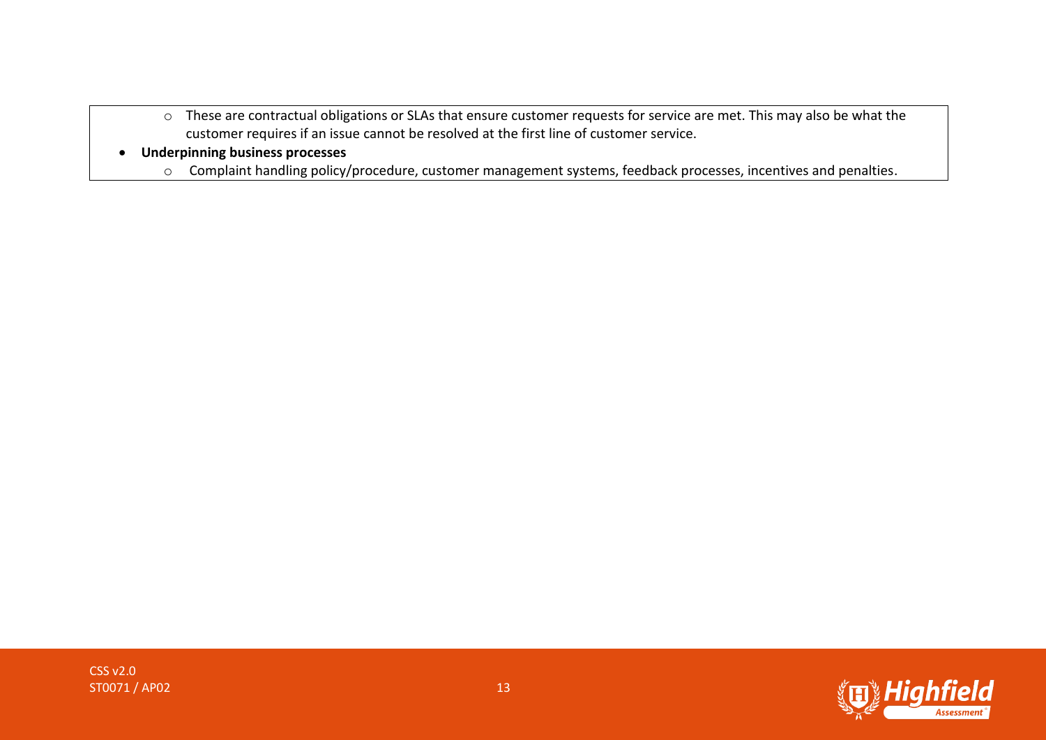- These are contractual obligations or SLAs that ensure customer requests for service are met. This may also be what the customer requires if an issue cannot be resolved at the first line of customer service.

- **Underpinning business processes**
  - Complaint handling policy/procedure, customer management systems, feedback processes, incentives and penalties.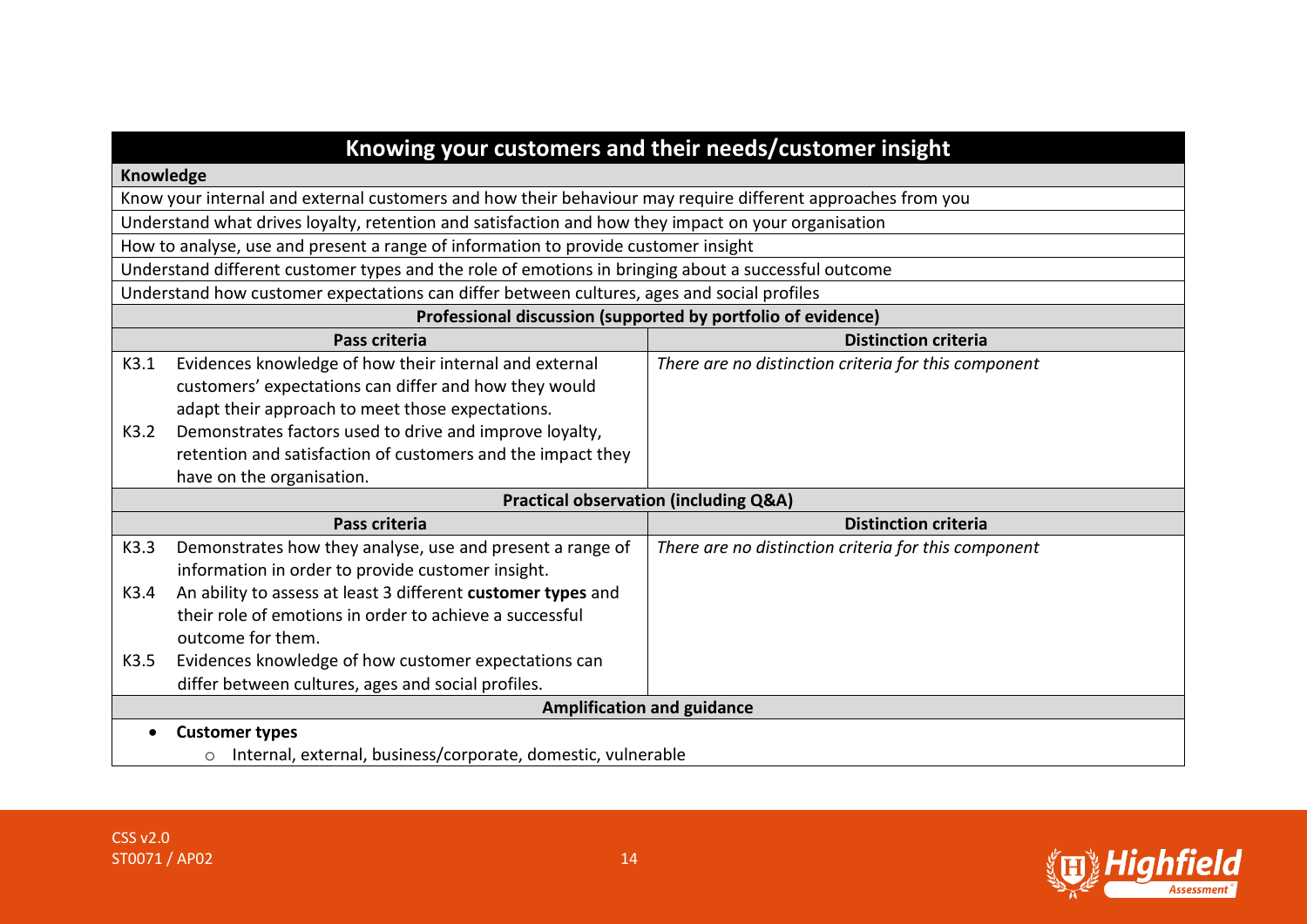## Knowing your customers and their needs/customer insight

**Knowledge**

- Know your internal and external customers and how their behaviour may require different approaches from you
- Understand what drives loyalty, retention and satisfaction and how they impact on your organisation
- How to analyse, use and present a range of information to provide customer insight
- Understand different customer types and the role of emotions in bringing about a successful outcome
- Understand how customer expectations can differ between cultures, ages and social profiles

**Professional discussion (supported by portfolio of evidence)**

| Pass criteria | Distinction criteria |
|---|---|
| K3.1 Evidences knowledge of how their internal and external customers' expectations can differ and how they would adapt their approach to meet those expectations.<br>K3.2 Demonstrates factors used to drive and improve loyalty, retention and satisfaction of customers and the impact they have on the organisation. | *There are no distinction criteria for this component* |

**Practical observation (including Q&A)**

| Pass criteria | Distinction criteria |
|---|---|
| K3.3 Demonstrates how they analyse, use and present a range of information in order to provide customer insight.<br>K3.4 An ability to assess at least 3 different **customer types** and their role of emotions in order to achieve a successful outcome for them.<br>K3.5 Evidences knowledge of how customer expectations can differ between cultures, ages and social profiles. | *There are no distinction criteria for this component* |

**Amplification and guidance**

- **Customer types**
    - Internal, external, business/corporate, domestic, vulnerable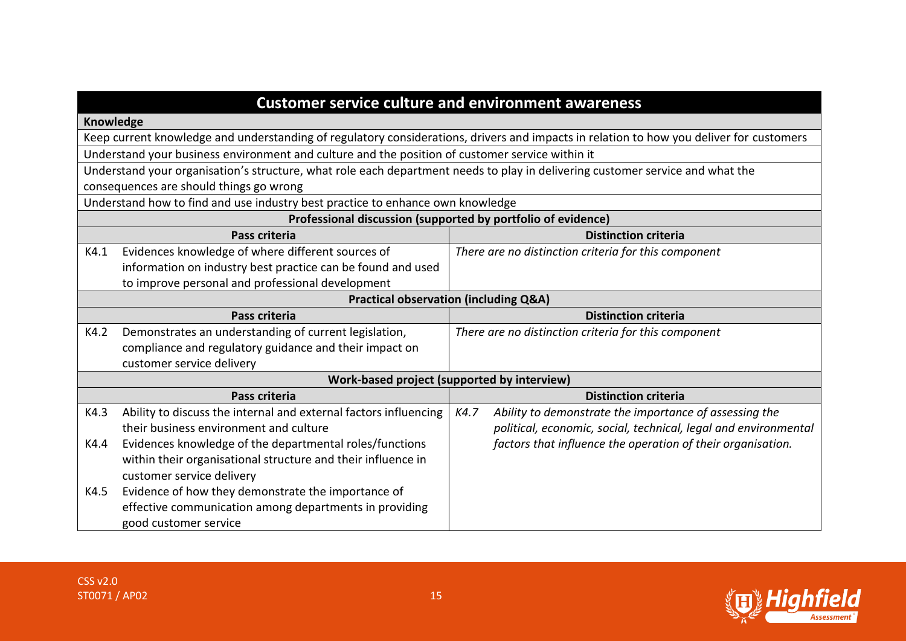## Customer service culture and environment awareness

**Knowledge**

Keep current knowledge and understanding of regulatory considerations, drivers and impacts in relation to how you deliver for customers

Understand your business environment and culture and the position of customer service within it

Understand your organisation's structure, what role each department needs to play in delivering customer service and what the consequences are should things go wrong

Understand how to find and use industry best practice to enhance own knowledge

**Professional discussion (supported by portfolio of evidence)**

| | Pass criteria | | Distinction criteria |
|---|---|---|---|
| K4.1 | Evidences knowledge of where different sources of information on industry best practice can be found and used to improve personal and professional development | | *There are no distinction criteria for this component* |

**Practical observation (including Q&A)**

| | Pass criteria | | Distinction criteria |
|---|---|---|---|
| K4.2 | Demonstrates an understanding of current legislation, compliance and regulatory guidance and their impact on customer service delivery | | *There are no distinction criteria for this component* |

**Work-based project (supported by interview)**

| | Pass criteria | | Distinction criteria |
|---|---|---|---|
| K4.3 | Ability to discuss the internal and external factors influencing their business environment and culture | *K4.7* | *Ability to demonstrate the importance of assessing the political, economic, social, technical, legal and environmental factors that influence the operation of their organisation.* |
| K4.4 | Evidences knowledge of the departmental roles/functions within their organisational structure and their influence in customer service delivery | | |
| K4.5 | Evidence of how they demonstrate the importance of effective communication among departments in providing good customer service | | |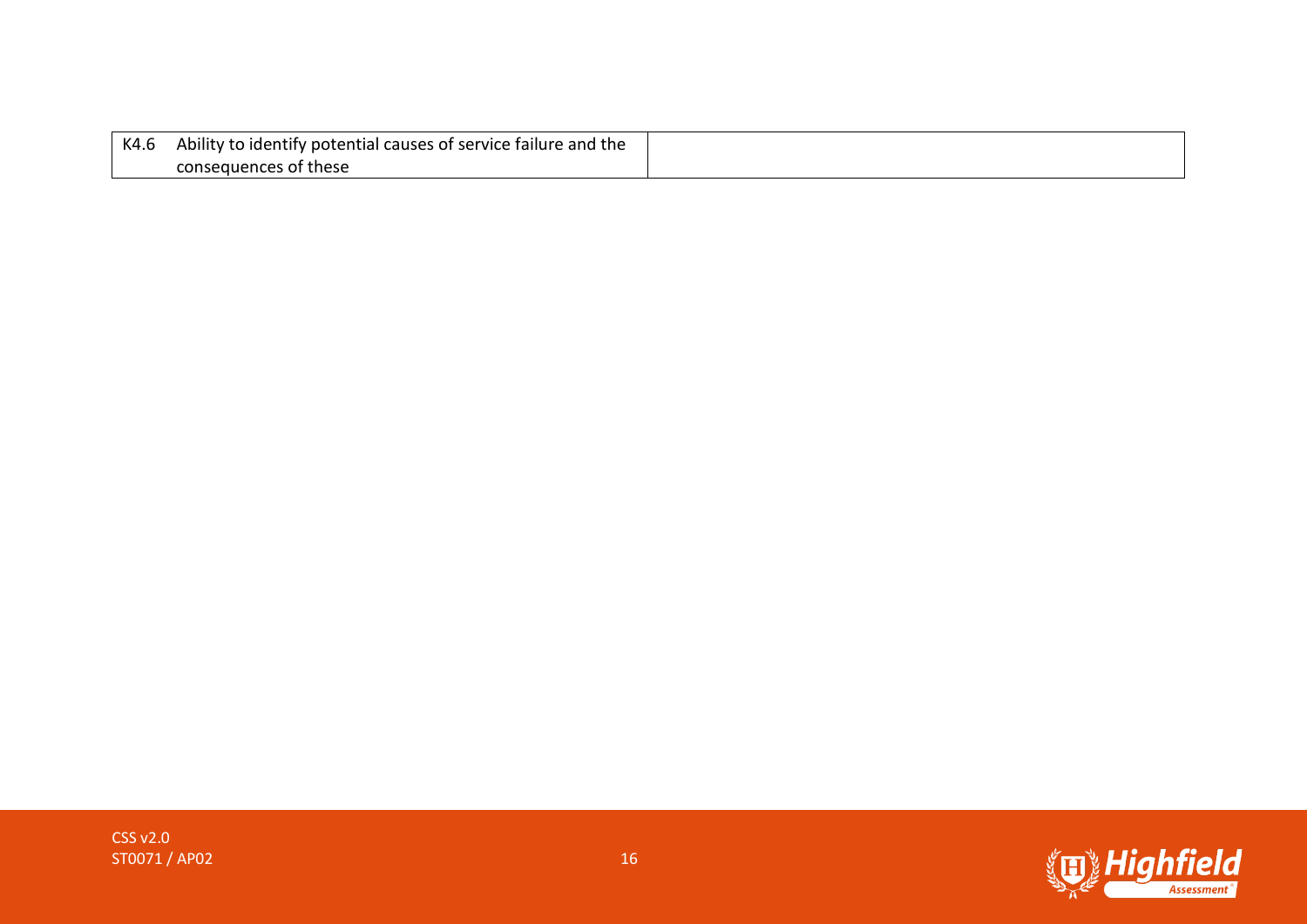| | | |
|---|---|---|
| K4.6 | Ability to identify potential causes of service failure and the consequences of these | |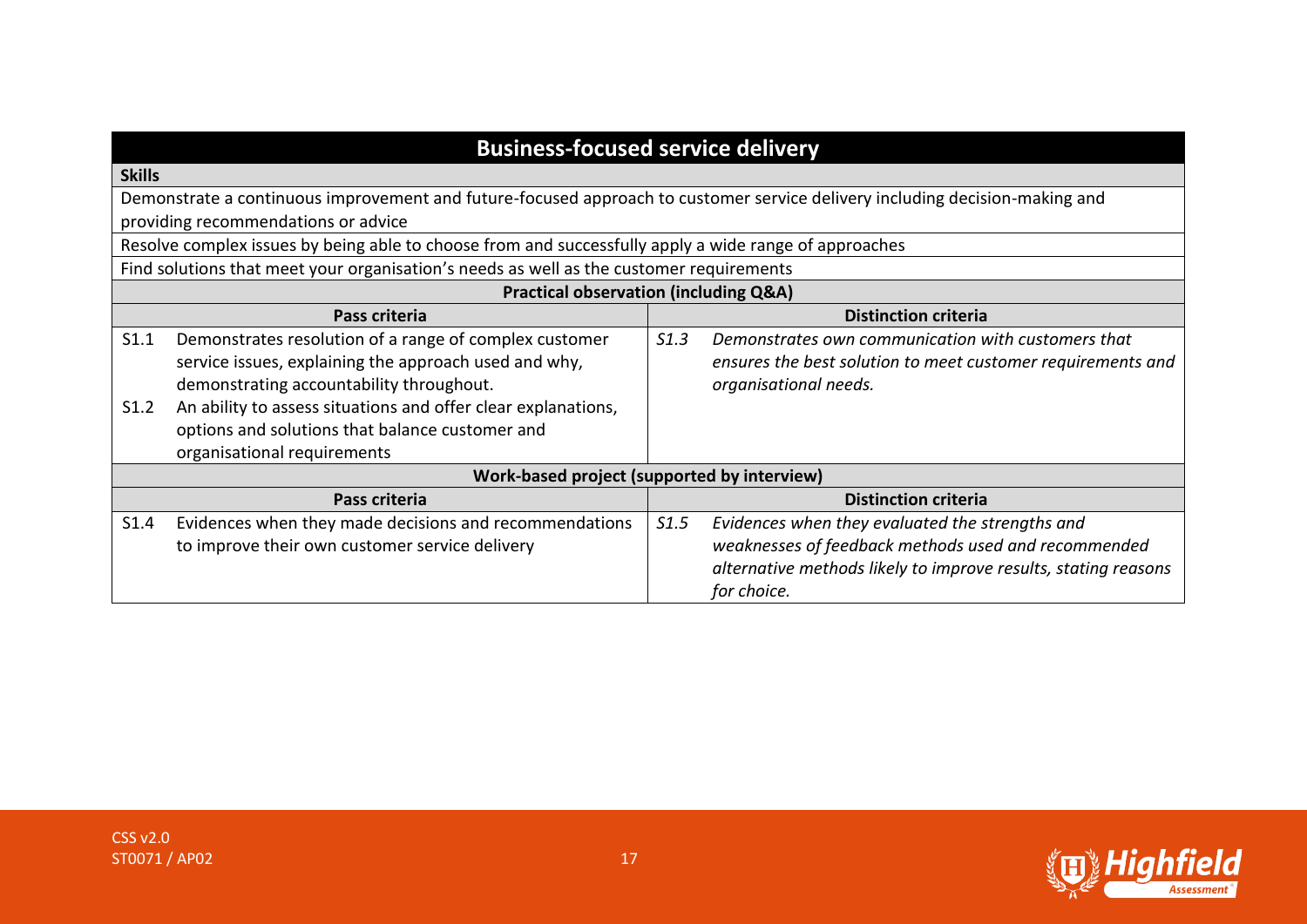## Business-focused service delivery

**Skills**

Demonstrate a continuous improvement and future-focused approach to customer service delivery including decision-making and providing recommendations or advice

Resolve complex issues by being able to choose from and successfully apply a wide range of approaches

Find solutions that meet your organisation's needs as well as the customer requirements

**Practical observation (including Q&A)**

| Pass criteria | | Distinction criteria | |
|---|---|---|---|
| S1.1 | Demonstrates resolution of a range of complex customer service issues, explaining the approach used and why, demonstrating accountability throughout. | *S1.3* | *Demonstrates own communication with customers that ensures the best solution to meet customer requirements and organisational needs.* |
| S1.2 | An ability to assess situations and offer clear explanations, options and solutions that balance customer and organisational requirements | | |

**Work-based project (supported by interview)**

| Pass criteria | | Distinction criteria | |
|---|---|---|---|
| S1.4 | Evidences when they made decisions and recommendations to improve their own customer service delivery | *S1.5* | *Evidences when they evaluated the strengths and weaknesses of feedback methods used and recommended alternative methods likely to improve results, stating reasons for choice.* |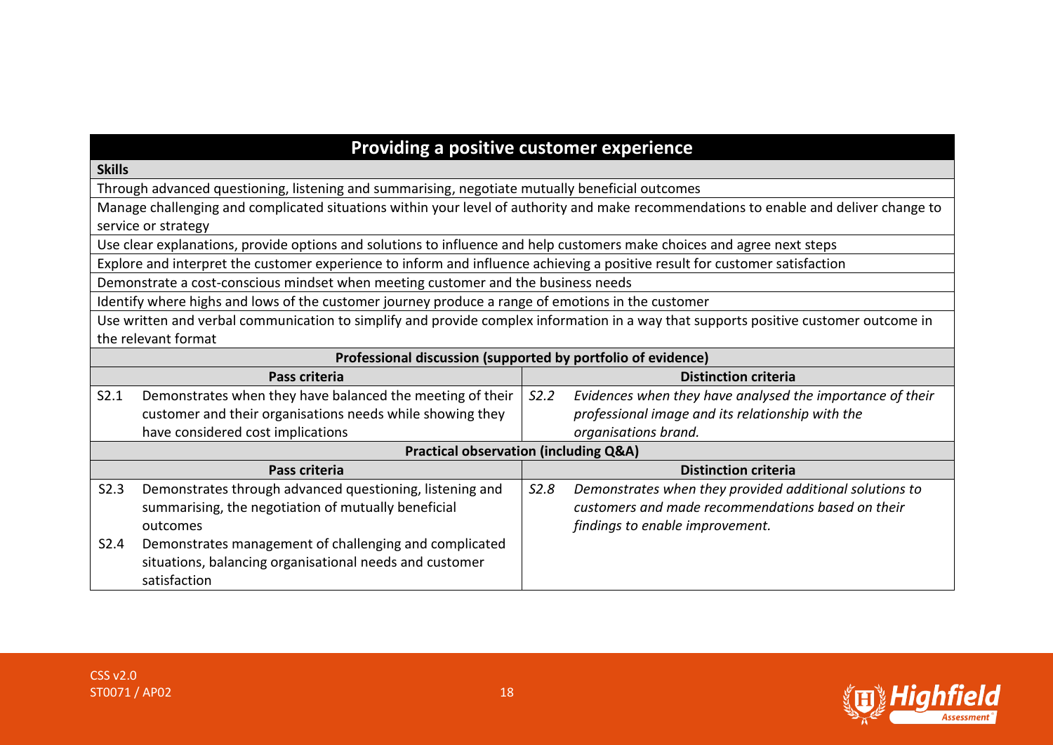## Providing a positive customer experience

**Skills**

Through advanced questioning, listening and summarising, negotiate mutually beneficial outcomes

Manage challenging and complicated situations within your level of authority and make recommendations to enable and deliver change to service or strategy

Use clear explanations, provide options and solutions to influence and help customers make choices and agree next steps

Explore and interpret the customer experience to inform and influence achieving a positive result for customer satisfaction

Demonstrate a cost-conscious mindset when meeting customer and the business needs

Identify where highs and lows of the customer journey produce a range of emotions in the customer

Use written and verbal communication to simplify and provide complex information in a way that supports positive customer outcome in the relevant format

**Professional discussion (supported by portfolio of evidence)**

| Pass criteria | | Distinction criteria | |
|---|---|---|---|
| S2.1 | Demonstrates when they have balanced the meeting of their customer and their organisations needs while showing they have considered cost implications | *S2.2* | *Evidences when they have analysed the importance of their professional image and its relationship with the organisations brand.* |

**Practical observation (including Q&A)**

| Pass criteria | | Distinction criteria | |
|---|---|---|---|
| S2.3 | Demonstrates through advanced questioning, listening and summarising, the negotiation of mutually beneficial outcomes | *S2.8* | *Demonstrates when they provided additional solutions to customers and made recommendations based on their findings to enable improvement.* |
| S2.4 | Demonstrates management of challenging and complicated situations, balancing organisational needs and customer satisfaction | | |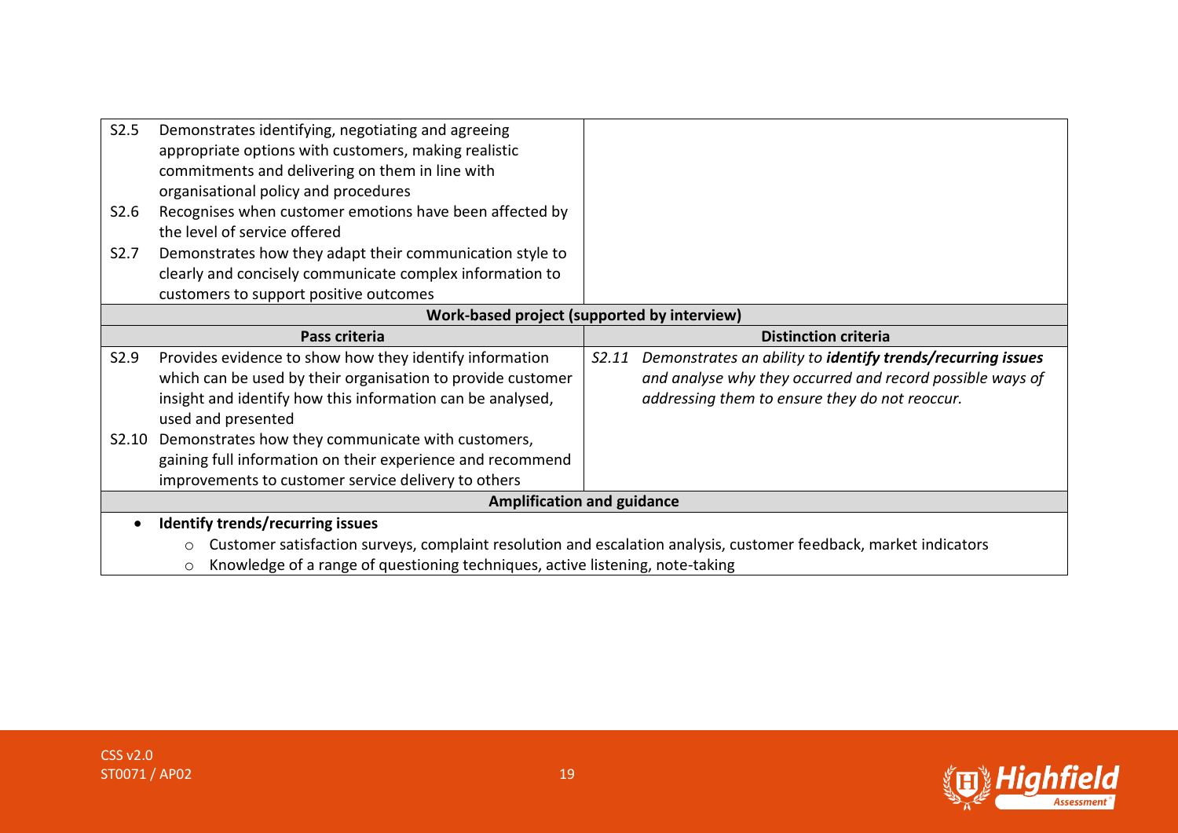| | |
|---|---|
| S2.5 Demonstrates identifying, negotiating and agreeing appropriate options with customers, making realistic commitments and delivering on them in line with organisational policy and procedures<br>S2.6 Recognises when customer emotions have been affected by the level of service offered<br>S2.7 Demonstrates how they adapt their communication style to clearly and concisely communicate complex information to customers to support positive outcomes | |
| **Work-based project (supported by interview)** | |
| **Pass criteria** | **Distinction criteria** |
| S2.9 Provides evidence to show how they identify information which can be used by their organisation to provide customer insight and identify how this information can be analysed, used and presented<br>S2.10 Demonstrates how they communicate with customers, gaining full information on their experience and recommend improvements to customer service delivery to others | *S2.11 Demonstrates an ability to **identify trends/recurring issues** and analyse why they occurred and record possible ways of addressing them to ensure they do not reoccur.* |
| **Amplification and guidance** | |
| • **Identify trends/recurring issues**<br>  ○ Customer satisfaction surveys, complaint resolution and escalation analysis, customer feedback, market indicators<br>  ○ Knowledge of a range of questioning techniques, active listening, note-taking | |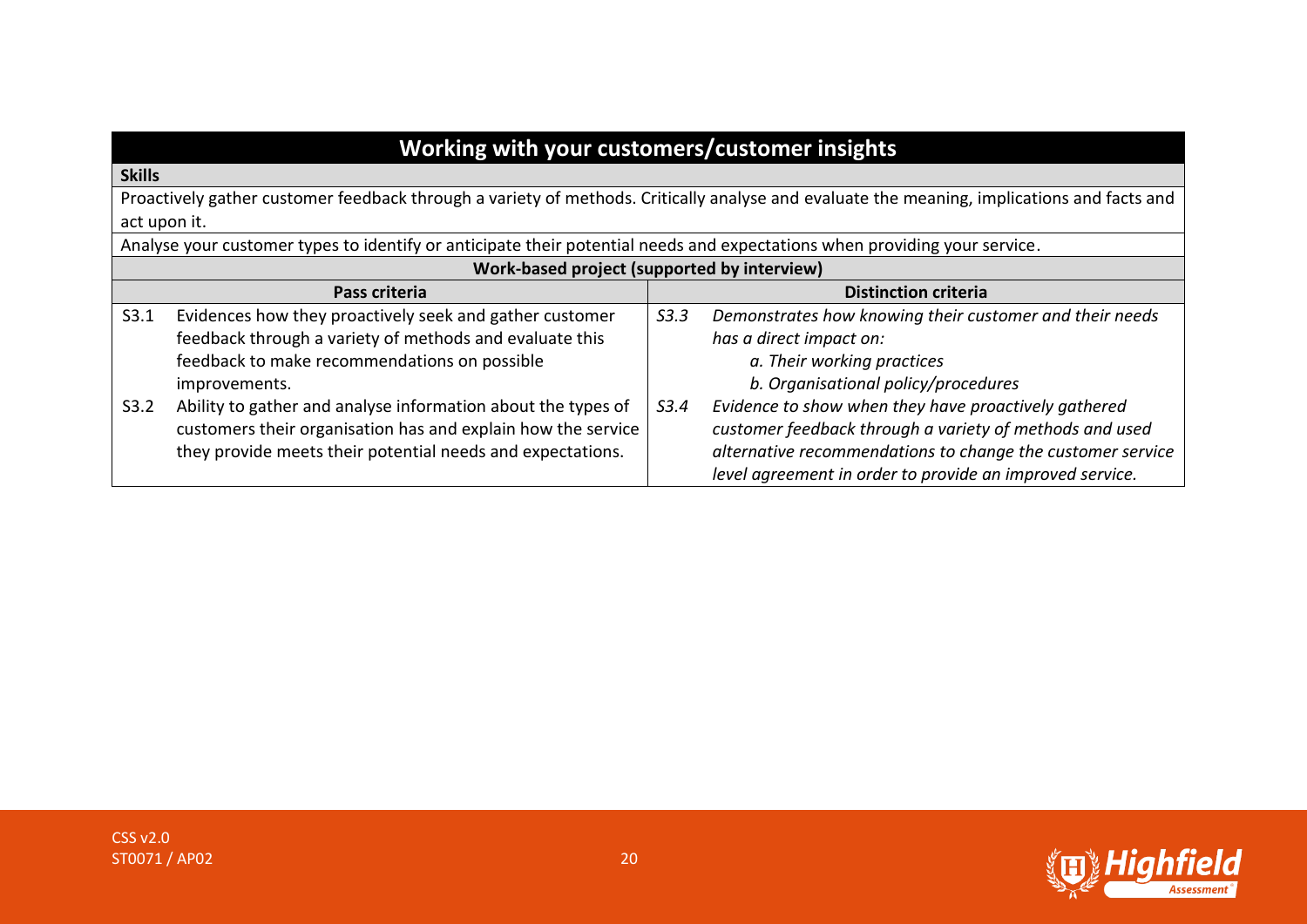| Working with your customers/customer insights | | | |
|---|---|---|---|
| **Skills** | | | |
| Proactively gather customer feedback through a variety of methods. Critically analyse and evaluate the meaning, implications and facts and act upon it. | | | |
| Analyse your customer types to identify or anticipate their potential needs and expectations when providing your service. | | | |
| **Work-based project (supported by interview)** | | | |
| **Pass criteria** | | **Distinction criteria** | |
| S3.1 | Evidences how they proactively seek and gather customer feedback through a variety of methods and evaluate this feedback to make recommendations on possible improvements. | *S3.3* | *Demonstrates how knowing their customer and their needs has a direct impact on:*<br>*a. Their working practices*<br>*b. Organisational policy/procedures* |
| S3.2 | Ability to gather and analyse information about the types of customers their organisation has and explain how the service they provide meets their potential needs and expectations. | *S3.4* | *Evidence to show when they have proactively gathered customer feedback through a variety of methods and used alternative recommendations to change the customer service level agreement in order to provide an improved service.* |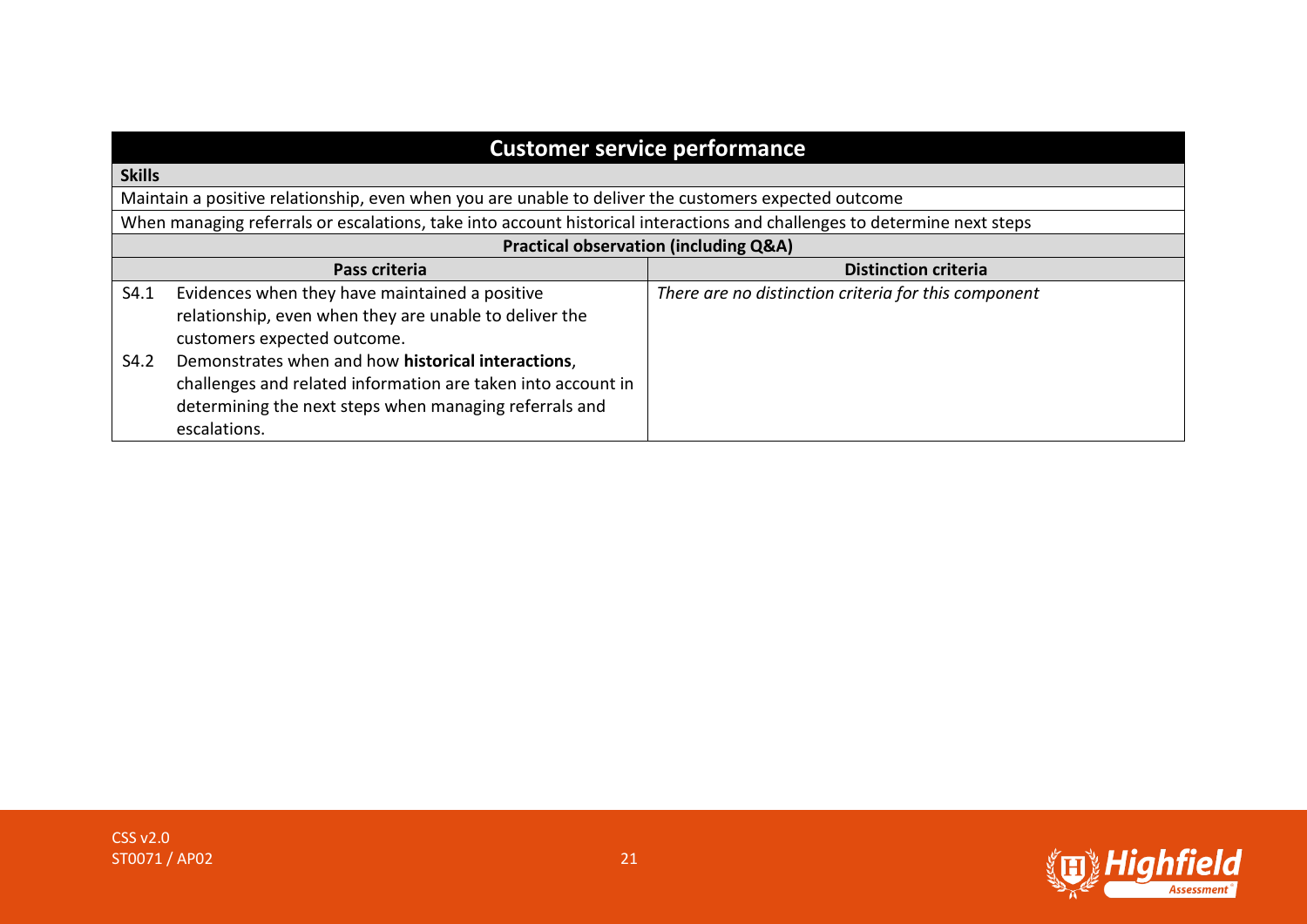| Customer service performance | |
|---|---|
| **Skills** | |
| Maintain a positive relationship, even when you are unable to deliver the customers expected outcome | |
| When managing referrals or escalations, take into account historical interactions and challenges to determine next steps | |
| **Practical observation (including Q&A)** | |
| **Pass criteria** | **Distinction criteria** |
| S4.1 Evidences when they have maintained a positive relationship, even when they are unable to deliver the customers expected outcome.<br>S4.2 Demonstrates when and how **historical interactions**, challenges and related information are taken into account in determining the next steps when managing referrals and escalations. | *There are no distinction criteria for this component* |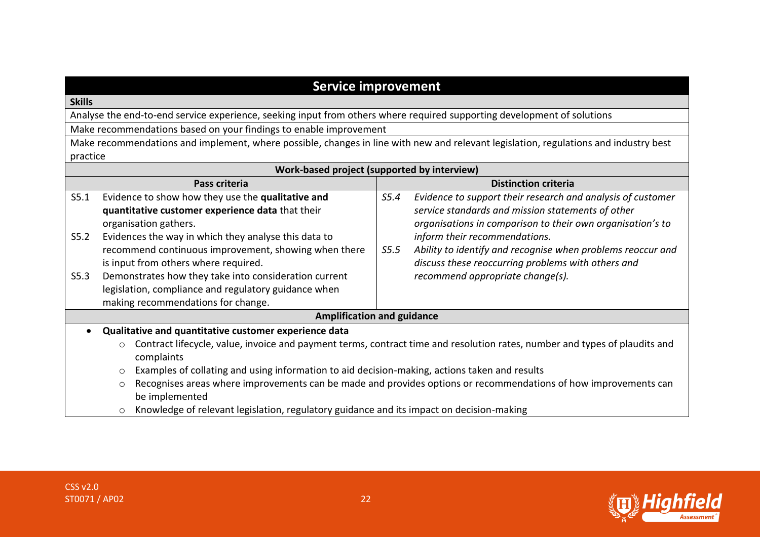## Service improvement

**Skills**

Analyse the end-to-end service experience, seeking input from others where required supporting development of solutions

Make recommendations based on your findings to enable improvement

Make recommendations and implement, where possible, changes in line with new and relevant legislation, regulations and industry best practice

**Work-based project (supported by interview)**

| Pass criteria | Distinction criteria |
|---|---|
| S5.1 Evidence to show how they use the **qualitative and quantitative customer experience data** that their organisation gathers.<br>S5.2 Evidences the way in which they analyse this data to recommend continuous improvement, showing when there is input from others where required.<br>S5.3 Demonstrates how they take into consideration current legislation, compliance and regulatory guidance when making recommendations for change. | *S5.4 Evidence to support their research and analysis of customer service standards and mission statements of other organisations in comparison to their own organisation's to inform their recommendations.*<br>*S5.5 Ability to identify and recognise when problems reoccur and discuss these reoccurring problems with others and recommend appropriate change(s).* |

**Amplification and guidance**

- **Qualitative and quantitative customer experience data**
  - Contract lifecycle, value, invoice and payment terms, contract time and resolution rates, number and types of plaudits and complaints
  - Examples of collating and using information to aid decision-making, actions taken and results
  - Recognises areas where improvements can be made and provides options or recommendations of how improvements can be implemented
  - Knowledge of relevant legislation, regulatory guidance and its impact on decision-making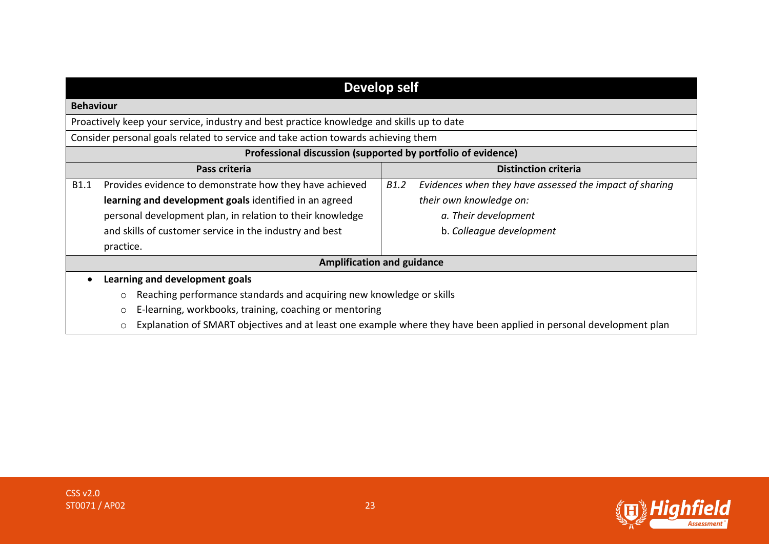## Develop self

**Behaviour**

Proactively keep your service, industry and best practice knowledge and skills up to date

Consider personal goals related to service and take action towards achieving them

**Professional discussion (supported by portfolio of evidence)**

| Pass criteria | | Distinction criteria | |
|---|---|---|---|
| B1.1 | Provides evidence to demonstrate how they have achieved **learning and development goals** identified in an agreed personal development plan, in relation to their knowledge and skills of customer service in the industry and best practice. | *B1.2* | *Evidences when they have assessed the impact of sharing their own knowledge on:*<br>*a. Their development*<br>b. *Colleague development* |

**Amplification and guidance**

- **Learning and development goals**
  - Reaching performance standards and acquiring new knowledge or skills
  - E-learning, workbooks, training, coaching or mentoring
  - Explanation of SMART objectives and at least one example where they have been applied in personal development plan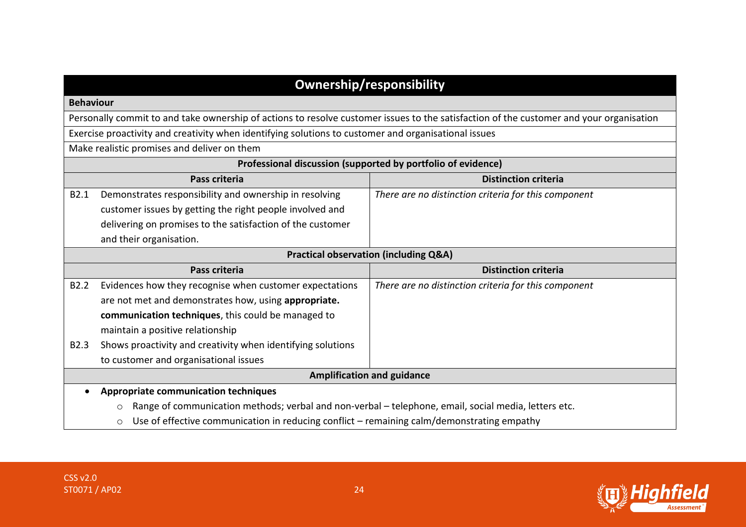## Ownership/responsibility

| **Behaviour** | | |
|---|---|---|
| Personally commit to and take ownership of actions to resolve customer issues to the satisfaction of the customer and your organisation | | |
| Exercise proactivity and creativity when identifying solutions to customer and organisational issues | | |
| Make realistic promises and deliver on them | | |
| **Professional discussion (supported by portfolio of evidence)** | | |
| **Pass criteria** | | **Distinction criteria** |
| B2.1 | Demonstrates responsibility and ownership in resolving customer issues by getting the right people involved and delivering on promises to the satisfaction of the customer and their organisation. | *There are no distinction criteria for this component* |
| **Practical observation (including Q&A)** | | |
| **Pass criteria** | | **Distinction criteria** |
| B2.2 | Evidences how they recognise when customer expectations are not met and demonstrates how, using **appropriate. communication techniques**, this could be managed to maintain a positive relationship | *There are no distinction criteria for this component* |
| B2.3 | Shows proactivity and creativity when identifying solutions to customer and organisational issues | |

**Amplification and guidance**

- **Appropriate communication techniques**
  - Range of communication methods; verbal and non-verbal – telephone, email, social media, letters etc.
  - Use of effective communication in reducing conflict – remaining calm/demonstrating empathy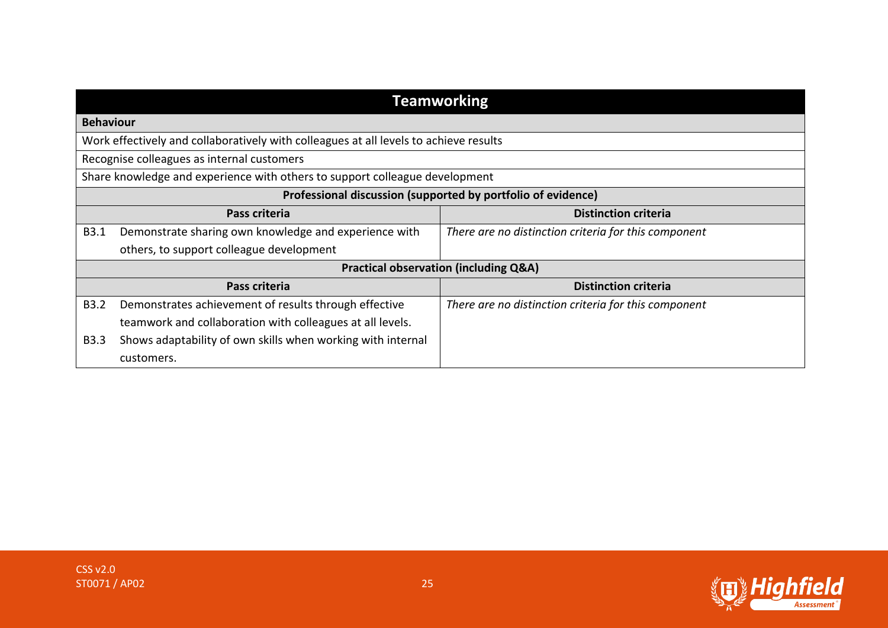## Teamworking

**Behaviour**

Work effectively and collaboratively with colleagues at all levels to achieve results

Recognise colleagues as internal customers

Share knowledge and experience with others to support colleague development

**Professional discussion (supported by portfolio of evidence)**

| Pass criteria | | Distinction criteria |
|---|---|---|
| B3.1 | Demonstrate sharing own knowledge and experience with others, to support colleague development | *There are no distinction criteria for this component* |

**Practical observation (including Q&A)**

| Pass criteria | | Distinction criteria |
|---|---|---|
| B3.2 | Demonstrates achievement of results through effective teamwork and collaboration with colleagues at all levels. | *There are no distinction criteria for this component* |
| B3.3 | Shows adaptability of own skills when working with internal customers. | |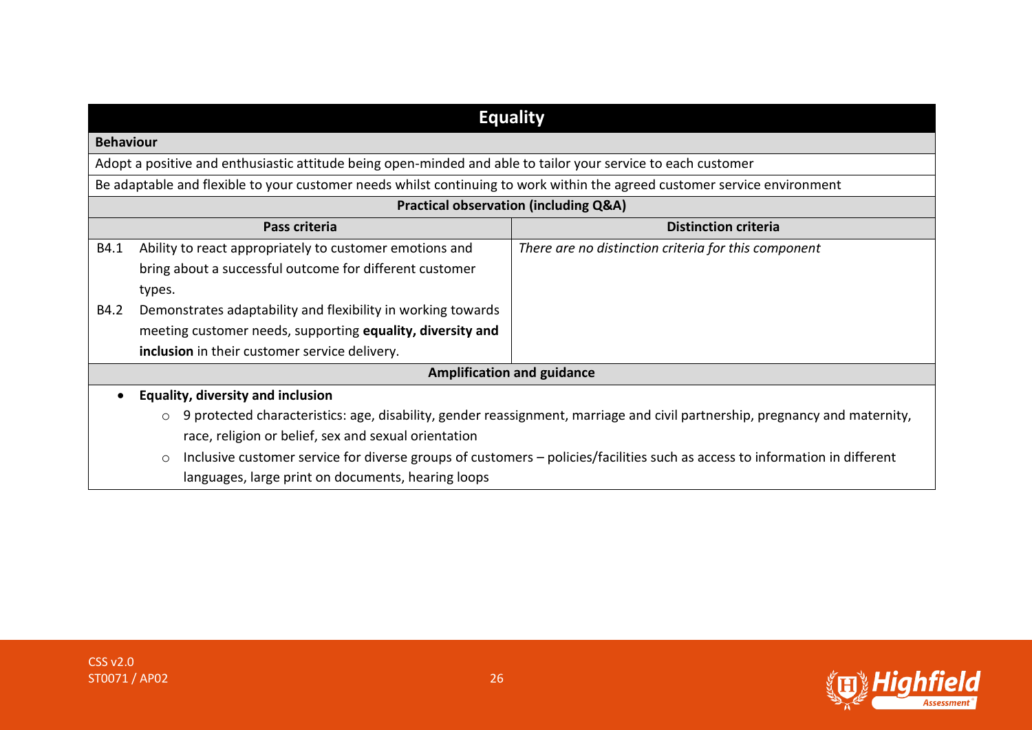## Equality

| **Behaviour** | |
|---|---|
| Adopt a positive and enthusiastic attitude being open-minded and able to tailor your service to each customer | |
| Be adaptable and flexible to your customer needs whilst continuing to work within the agreed customer service environment | |
| **Practical observation (including Q&A)** | |
| **Pass criteria** | **Distinction criteria** |
| B4.1 Ability to react appropriately to customer emotions and bring about a successful outcome for different customer types.<br>B4.2 Demonstrates adaptability and flexibility in working towards meeting customer needs, supporting **equality, diversity and inclusion** in their customer service delivery. | *There are no distinction criteria for this component* |

**Amplification and guidance**

- **Equality, diversity and inclusion**
  - 9 protected characteristics: age, disability, gender reassignment, marriage and civil partnership, pregnancy and maternity, race, religion or belief, sex and sexual orientation
  - Inclusive customer service for diverse groups of customers – policies/facilities such as access to information in different languages, large print on documents, hearing loops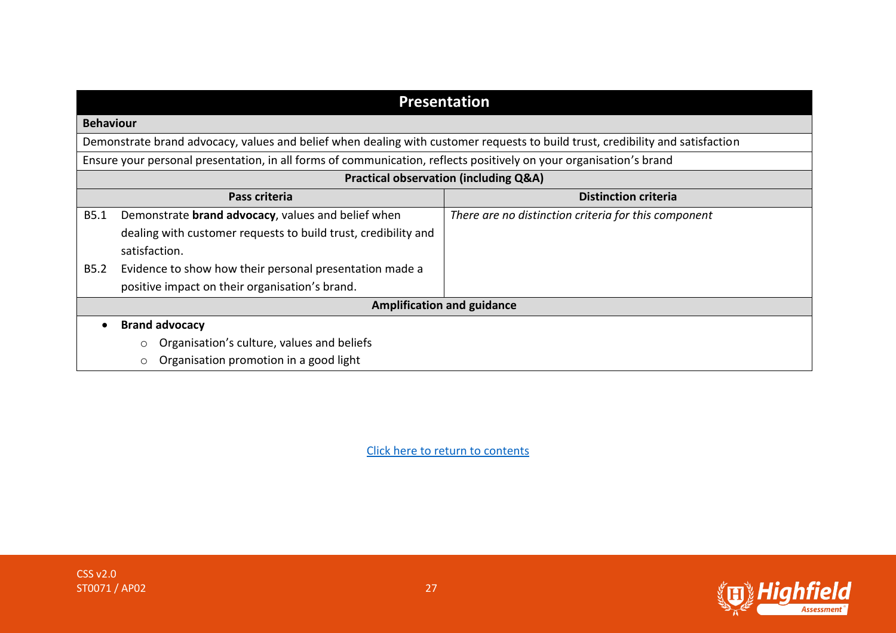## Presentation

**Behaviour**

Demonstrate brand advocacy, values and belief when dealing with customer requests to build trust, credibility and satisfaction

Ensure your personal presentation, in all forms of communication, reflects positively on your organisation's brand

**Practical observation (including Q&A)**

| Pass criteria | Distinction criteria |
|---|---|
| B5.1 Demonstrate **brand advocacy**, values and belief when dealing with customer requests to build trust, credibility and satisfaction.<br>B5.2 Evidence to show how their personal presentation made a positive impact on their organisation's brand. | *There are no distinction criteria for this component* |

**Amplification and guidance**

- **Brand advocacy**
  - Organisation's culture, values and beliefs
  - Organisation promotion in a good light

Click here to return to contents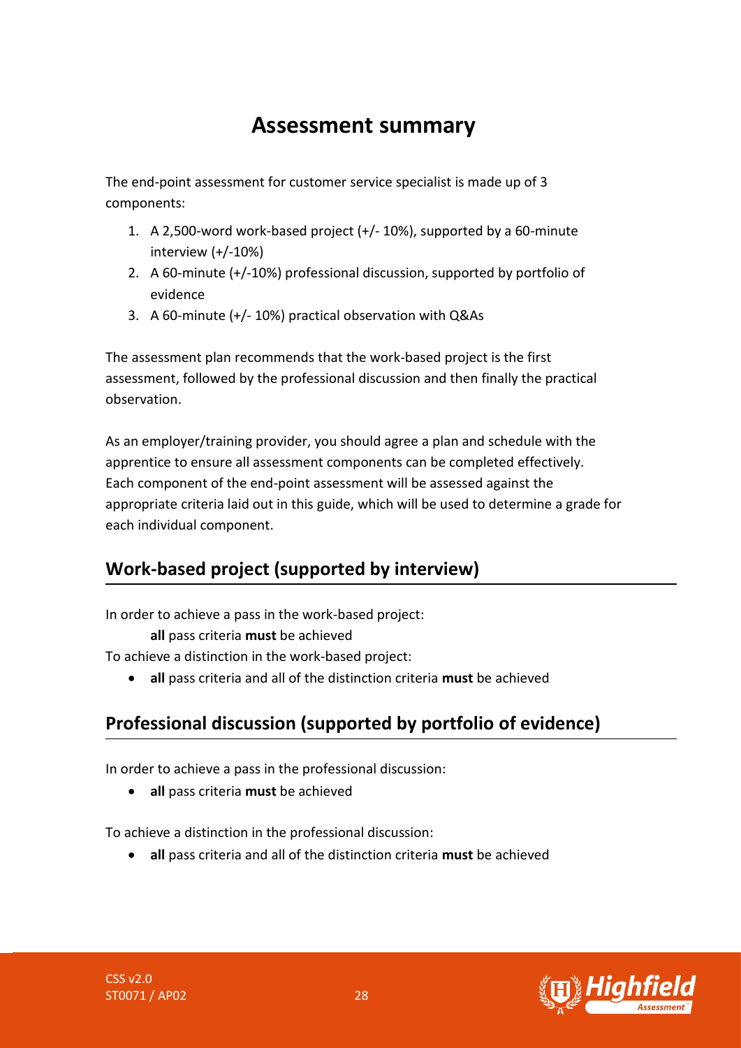# Assessment summary

The end-point assessment for customer service specialist is made up of 3 components:

1. A 2,500-word work-based project (+/- 10%), supported by a 60-minute interview (+/-10%)
2. A 60-minute (+/-10%) professional discussion, supported by portfolio of evidence
3. A 60-minute (+/- 10%) practical observation with Q&As

The assessment plan recommends that the work-based project is the first assessment, followed by the professional discussion and then finally the practical observation.

As an employer/training provider, you should agree a plan and schedule with the apprentice to ensure all assessment components can be completed effectively. Each component of the end-point assessment will be assessed against the appropriate criteria laid out in this guide, which will be used to determine a grade for each individual component.

## Work-based project (supported by interview)

In order to achieve a pass in the work-based project:

**all** pass criteria **must** be achieved

To achieve a distinction in the work-based project:

- **all** pass criteria and all of the distinction criteria **must** be achieved

## Professional discussion (supported by portfolio of evidence)

In order to achieve a pass in the professional discussion:

- **all** pass criteria **must** be achieved

To achieve a distinction in the professional discussion:

- **all** pass criteria and all of the distinction criteria **must** be achieved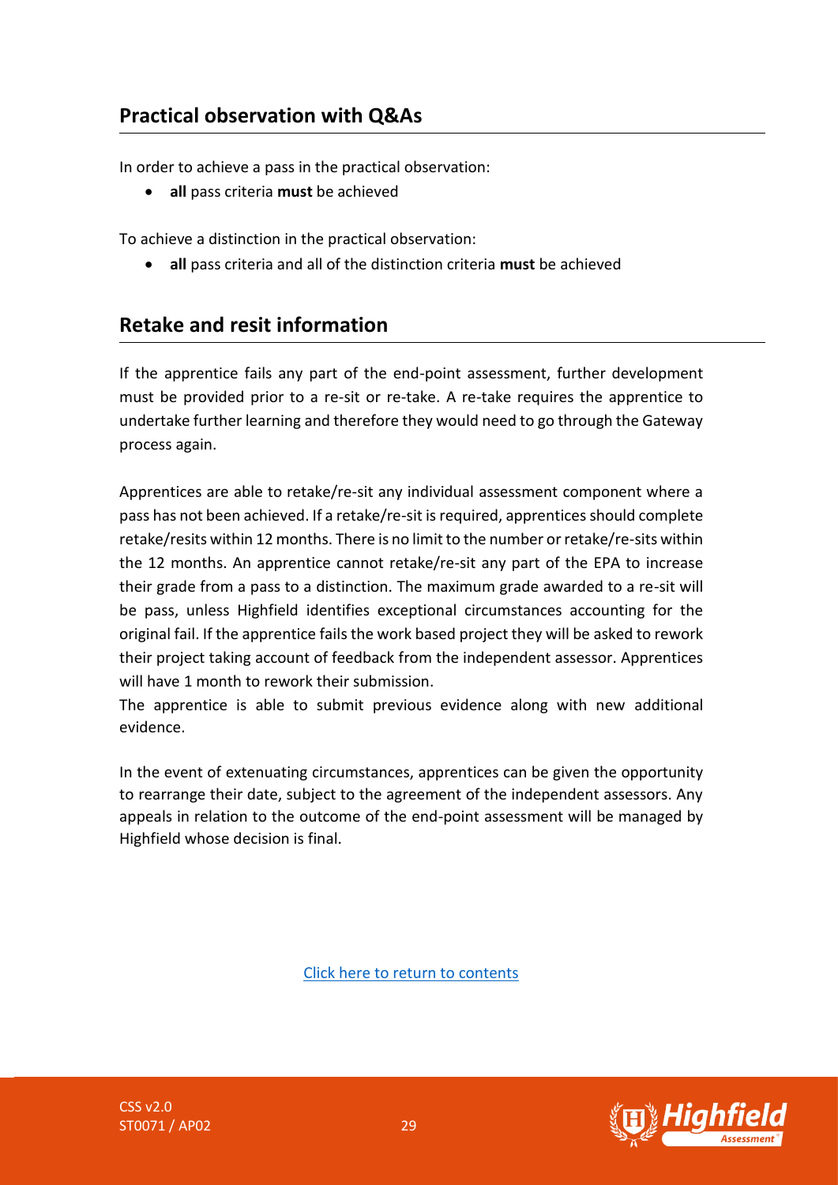## Practical observation with Q&As

In order to achieve a pass in the practical observation:

- **all** pass criteria **must** be achieved

To achieve a distinction in the practical observation:

- **all** pass criteria and all of the distinction criteria **must** be achieved

## Retake and resit information

If the apprentice fails any part of the end-point assessment, further development must be provided prior to a re-sit or re-take. A re-take requires the apprentice to undertake further learning and therefore they would need to go through the Gateway process again.

Apprentices are able to retake/re-sit any individual assessment component where a pass has not been achieved. If a retake/re-sit is required, apprentices should complete retake/resits within 12 months. There is no limit to the number or retake/re-sits within the 12 months. An apprentice cannot retake/re-sit any part of the EPA to increase their grade from a pass to a distinction. The maximum grade awarded to a re-sit will be pass, unless Highfield identifies exceptional circumstances accounting for the original fail. If the apprentice fails the work based project they will be asked to rework their project taking account of feedback from the independent assessor. Apprentices will have 1 month to rework their submission.

The apprentice is able to submit previous evidence along with new additional evidence.

In the event of extenuating circumstances, apprentices can be given the opportunity to rearrange their date, subject to the agreement of the independent assessors. Any appeals in relation to the outcome of the end-point assessment will be managed by Highfield whose decision is final.

Click here to return to contents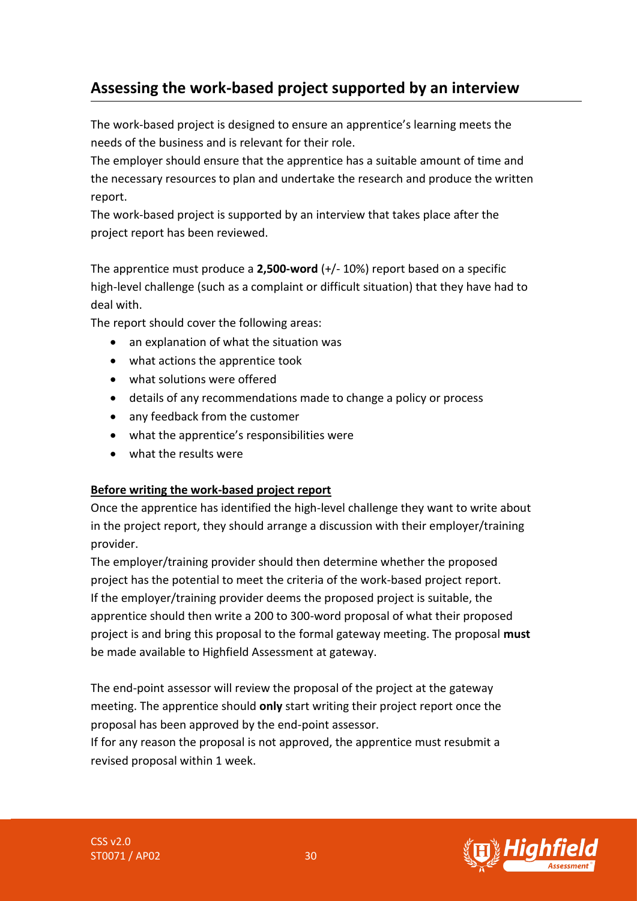## Assessing the work-based project supported by an interview

The work-based project is designed to ensure an apprentice's learning meets the needs of the business and is relevant for their role.

The employer should ensure that the apprentice has a suitable amount of time and the necessary resources to plan and undertake the research and produce the written report.

The work-based project is supported by an interview that takes place after the project report has been reviewed.

The apprentice must produce a **2,500-word** (+/- 10%) report based on a specific high-level challenge (such as a complaint or difficult situation) that they have had to deal with.

The report should cover the following areas:

- an explanation of what the situation was
- what actions the apprentice took
- what solutions were offered
- details of any recommendations made to change a policy or process
- any feedback from the customer
- what the apprentice's responsibilities were
- what the results were

**Before writing the work-based project report**

Once the apprentice has identified the high-level challenge they want to write about in the project report, they should arrange a discussion with their employer/training provider.

The employer/training provider should then determine whether the proposed project has the potential to meet the criteria of the work-based project report.

If the employer/training provider deems the proposed project is suitable, the apprentice should then write a 200 to 300-word proposal of what their proposed project is and bring this proposal to the formal gateway meeting. The proposal **must** be made available to Highfield Assessment at gateway.

The end-point assessor will review the proposal of the project at the gateway meeting. The apprentice should **only** start writing their project report once the proposal has been approved by the end-point assessor.

If for any reason the proposal is not approved, the apprentice must resubmit a revised proposal within 1 week.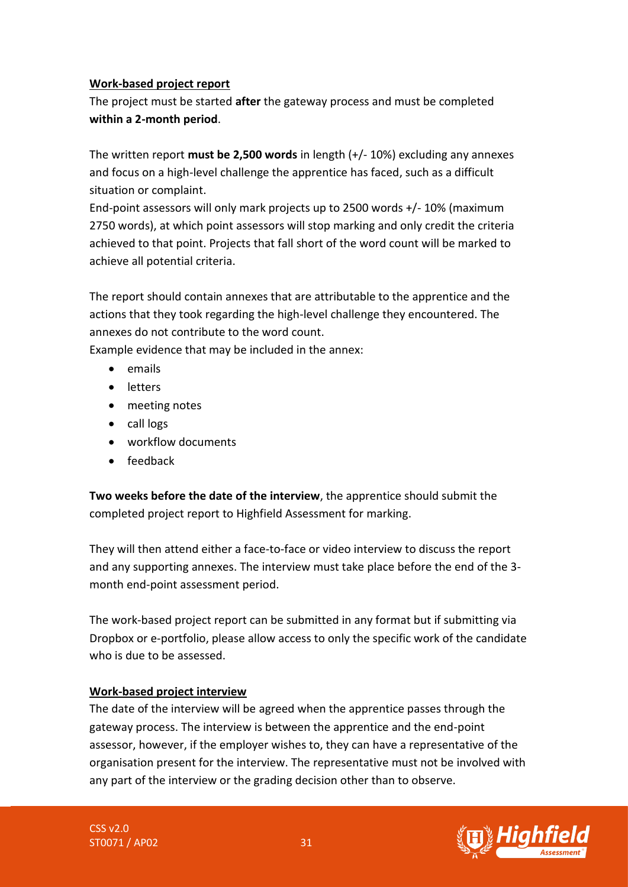**Work-based project report**

The project must be started **after** the gateway process and must be completed **within a 2-month period**.

The written report **must be 2,500 words** in length (+/- 10%) excluding any annexes and focus on a high-level challenge the apprentice has faced, such as a difficult situation or complaint.

End-point assessors will only mark projects up to 2500 words +/- 10% (maximum 2750 words), at which point assessors will stop marking and only credit the criteria achieved to that point. Projects that fall short of the word count will be marked to achieve all potential criteria.

The report should contain annexes that are attributable to the apprentice and the actions that they took regarding the high-level challenge they encountered. The annexes do not contribute to the word count.

Example evidence that may be included in the annex:

- emails
- letters
- meeting notes
- call logs
- workflow documents
- feedback

**Two weeks before the date of the interview**, the apprentice should submit the completed project report to Highfield Assessment for marking.

They will then attend either a face-to-face or video interview to discuss the report and any supporting annexes. The interview must take place before the end of the 3-month end-point assessment period.

The work-based project report can be submitted in any format but if submitting via Dropbox or e-portfolio, please allow access to only the specific work of the candidate who is due to be assessed.

**Work-based project interview**

The date of the interview will be agreed when the apprentice passes through the gateway process. The interview is between the apprentice and the end-point assessor, however, if the employer wishes to, they can have a representative of the organisation present for the interview. The representative must not be involved with any part of the interview or the grading decision other than to observe.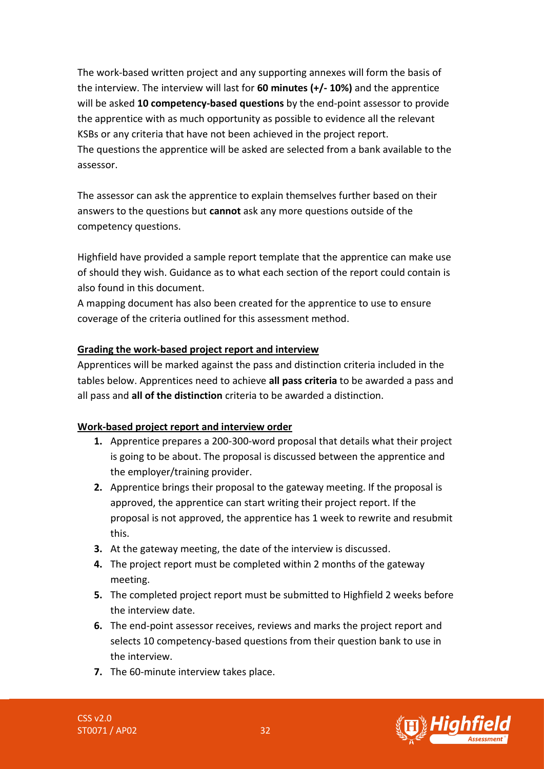The work-based written project and any supporting annexes will form the basis of the interview. The interview will last for **60 minutes (+/- 10%)** and the apprentice will be asked **10 competency-based questions** by the end-point assessor to provide the apprentice with as much opportunity as possible to evidence all the relevant KSBs or any criteria that have not been achieved in the project report.
The questions the apprentice will be asked are selected from a bank available to the assessor.

The assessor can ask the apprentice to explain themselves further based on their answers to the questions but **cannot** ask any more questions outside of the competency questions.

Highfield have provided a sample report template that the apprentice can make use of should they wish. Guidance as to what each section of the report could contain is also found in this document.
A mapping document has also been created for the apprentice to use to ensure coverage of the criteria outlined for this assessment method.

**Grading the work-based project report and interview**

Apprentices will be marked against the pass and distinction criteria included in the tables below. Apprentices need to achieve **all pass criteria** to be awarded a pass and all pass and **all of the distinction** criteria to be awarded a distinction.

**Work-based project report and interview order**

1. Apprentice prepares a 200-300-word proposal that details what their project is going to be about. The proposal is discussed between the apprentice and the employer/training provider.
2. Apprentice brings their proposal to the gateway meeting. If the proposal is approved, the apprentice can start writing their project report. If the proposal is not approved, the apprentice has 1 week to rewrite and resubmit this.
3. At the gateway meeting, the date of the interview is discussed.
4. The project report must be completed within 2 months of the gateway meeting.
5. The completed project report must be submitted to Highfield 2 weeks before the interview date.
6. The end-point assessor receives, reviews and marks the project report and selects 10 competency-based questions from their question bank to use in the interview.
7. The 60-minute interview takes place.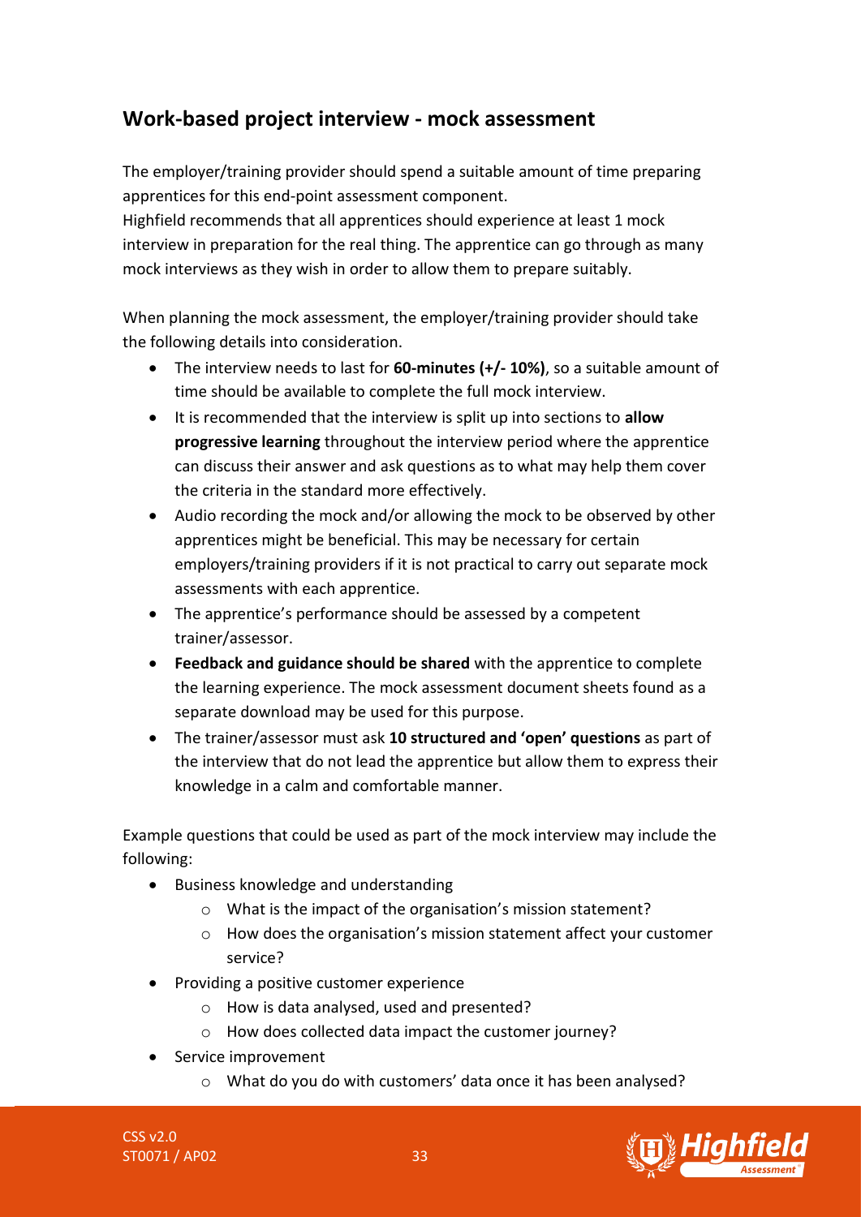## Work-based project interview - mock assessment

The employer/training provider should spend a suitable amount of time preparing apprentices for this end-point assessment component.
Highfield recommends that all apprentices should experience at least 1 mock interview in preparation for the real thing. The apprentice can go through as many mock interviews as they wish in order to allow them to prepare suitably.

When planning the mock assessment, the employer/training provider should take the following details into consideration.

- The interview needs to last for **60-minutes (+/- 10%)**, so a suitable amount of time should be available to complete the full mock interview.
- It is recommended that the interview is split up into sections to **allow progressive learning** throughout the interview period where the apprentice can discuss their answer and ask questions as to what may help them cover the criteria in the standard more effectively.
- Audio recording the mock and/or allowing the mock to be observed by other apprentices might be beneficial. This may be necessary for certain employers/training providers if it is not practical to carry out separate mock assessments with each apprentice.
- The apprentice's performance should be assessed by a competent trainer/assessor.
- **Feedback and guidance should be shared** with the apprentice to complete the learning experience. The mock assessment document sheets found as a separate download may be used for this purpose.
- The trainer/assessor must ask **10 structured and 'open' questions** as part of the interview that do not lead the apprentice but allow them to express their knowledge in a calm and comfortable manner.

Example questions that could be used as part of the mock interview may include the following:

- Business knowledge and understanding
  - What is the impact of the organisation's mission statement?
  - How does the organisation's mission statement affect your customer service?
- Providing a positive customer experience
  - How is data analysed, used and presented?
  - How does collected data impact the customer journey?
- Service improvement
  - What do you do with customers' data once it has been analysed?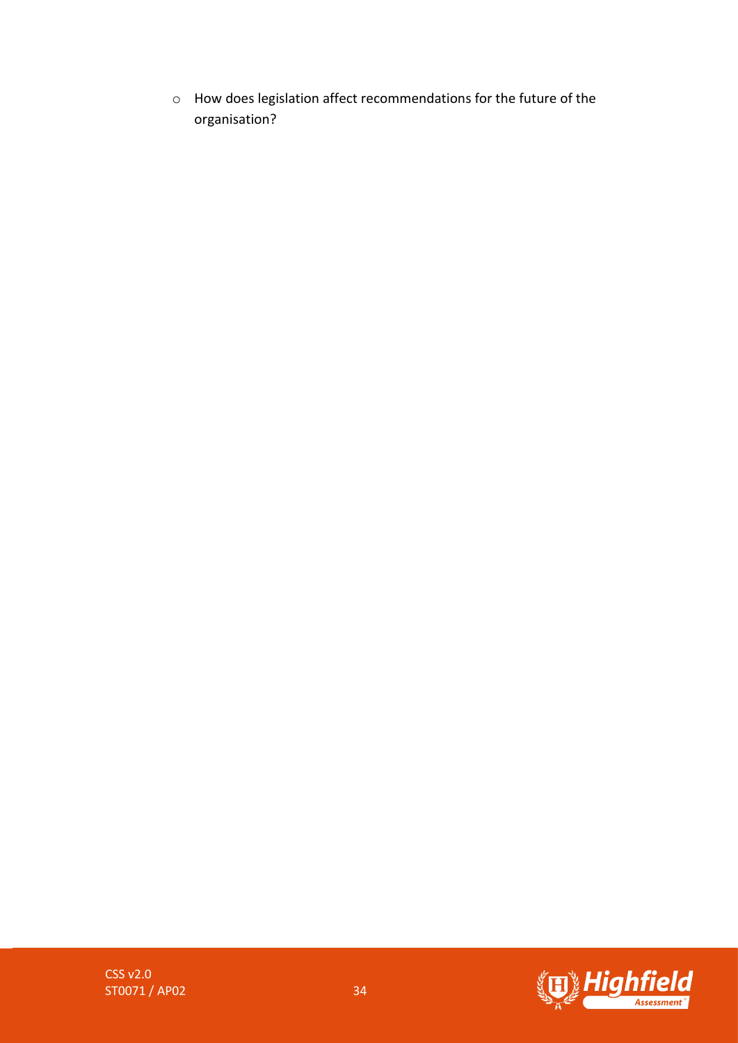- How does legislation affect recommendations for the future of the organisation?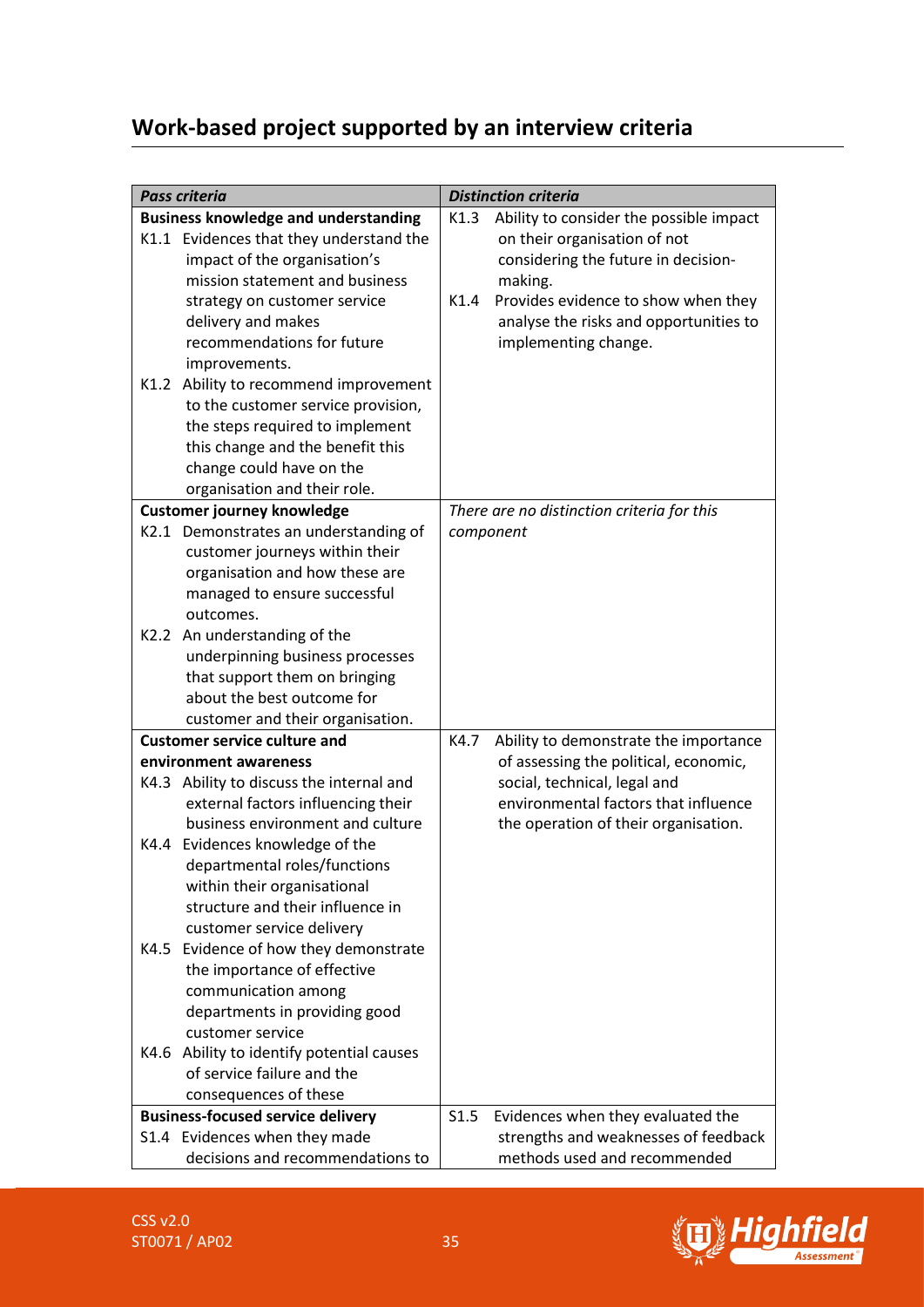## Work-based project supported by an interview criteria

| *Pass criteria* | *Distinction criteria* |
|---|---|
| **Business knowledge and understanding**<br>K1.1 Evidences that they understand the impact of the organisation's mission statement and business strategy on customer service delivery and makes recommendations for future improvements.<br>K1.2 Ability to recommend improvement to the customer service provision, the steps required to implement this change and the benefit this change could have on the organisation and their role. | K1.3 Ability to consider the possible impact on their organisation of not considering the future in decision-making.<br>K1.4 Provides evidence to show when they analyse the risks and opportunities to implementing change. |
| **Customer journey knowledge**<br>K2.1 Demonstrates an understanding of customer journeys within their organisation and how these are managed to ensure successful outcomes.<br>K2.2 An understanding of the underpinning business processes that support them on bringing about the best outcome for customer and their organisation. | *There are no distinction criteria for this component* |
| **Customer service culture and environment awareness**<br>K4.3 Ability to discuss the internal and external factors influencing their business environment and culture<br>K4.4 Evidences knowledge of the departmental roles/functions within their organisational structure and their influence in customer service delivery<br>K4.5 Evidence of how they demonstrate the importance of effective communication among departments in providing good customer service<br>K4.6 Ability to identify potential causes of service failure and the consequences of these | K4.7 Ability to demonstrate the importance of assessing the political, economic, social, technical, legal and environmental factors that influence the operation of their organisation. |
| **Business-focused service delivery**<br>S1.4 Evidences when they made decisions and recommendations to | S1.5 Evidences when they evaluated the strengths and weaknesses of feedback methods used and recommended |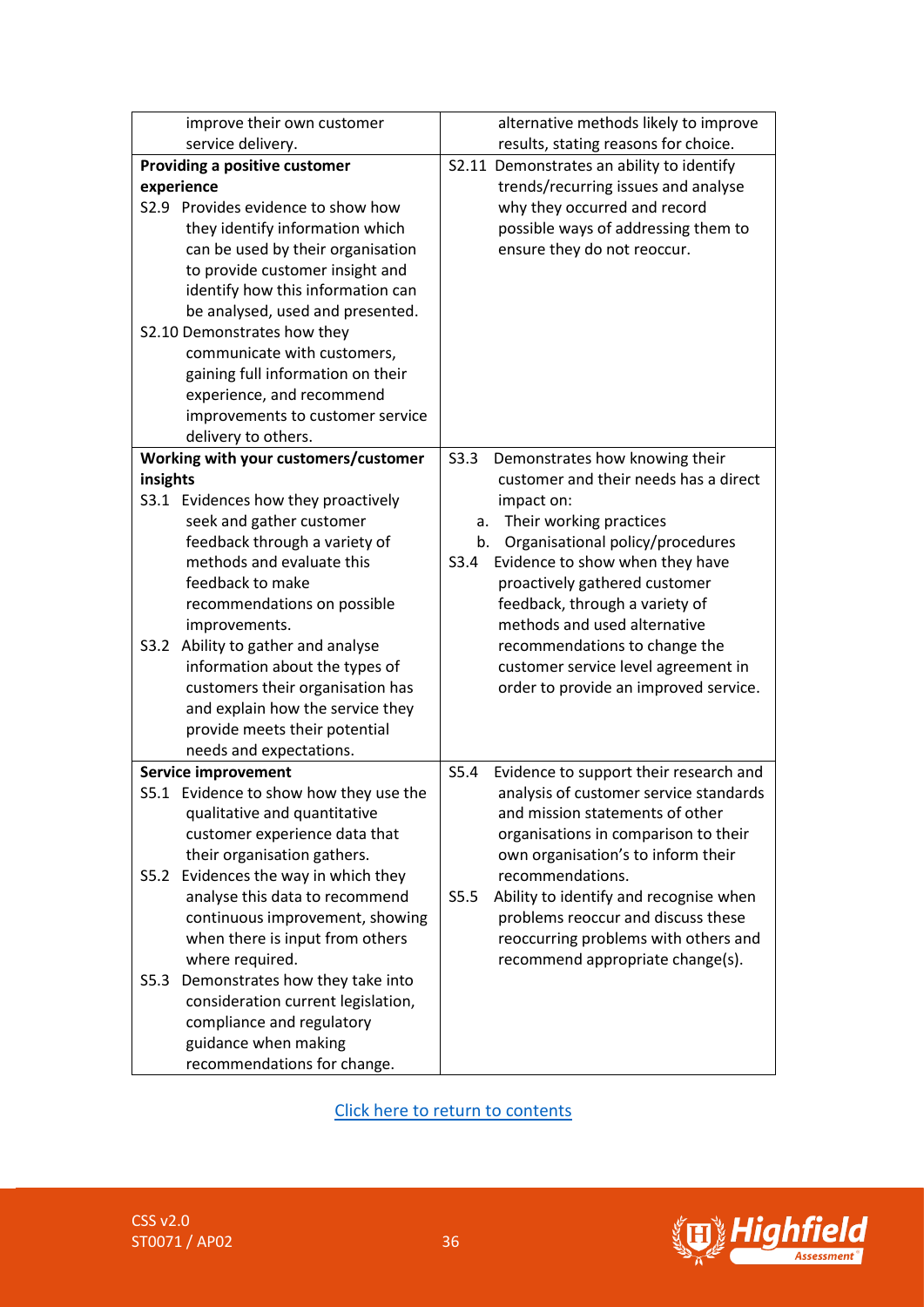| | |
|---|---|
| improve their own customer service delivery. | alternative methods likely to improve results, stating reasons for choice. |
| **Providing a positive customer experience**<br>S2.9 Provides evidence to show how they identify information which can be used by their organisation to provide customer insight and identify how this information can be analysed, used and presented.<br>S2.10 Demonstrates how they communicate with customers, gaining full information on their experience, and recommend improvements to customer service delivery to others. | S2.11 Demonstrates an ability to identify trends/recurring issues and analyse why they occurred and record possible ways of addressing them to ensure they do not reoccur. |
| **Working with your customers/customer insights**<br>S3.1 Evidences how they proactively seek and gather customer feedback through a variety of methods and evaluate this feedback to make recommendations on possible improvements.<br>S3.2 Ability to gather and analyse information about the types of customers their organisation has and explain how the service they provide meets their potential needs and expectations. | S3.3 Demonstrates how knowing their customer and their needs has a direct impact on:<br>a. Their working practices<br>b. Organisational policy/procedures<br>S3.4 Evidence to show when they have proactively gathered customer feedback, through a variety of methods and used alternative recommendations to change the customer service level agreement in order to provide an improved service. |
| **Service improvement**<br>S5.1 Evidence to show how they use the qualitative and quantitative customer experience data that their organisation gathers.<br>S5.2 Evidences the way in which they analyse this data to recommend continuous improvement, showing when there is input from others where required.<br>S5.3 Demonstrates how they take into consideration current legislation, compliance and regulatory guidance when making recommendations for change. | S5.4 Evidence to support their research and analysis of customer service standards and mission statements of other organisations in comparison to their own organisation's to inform their recommendations.<br>S5.5 Ability to identify and recognise when problems reoccur and discuss these reoccurring problems with others and recommend appropriate change(s). |

Click here to return to contents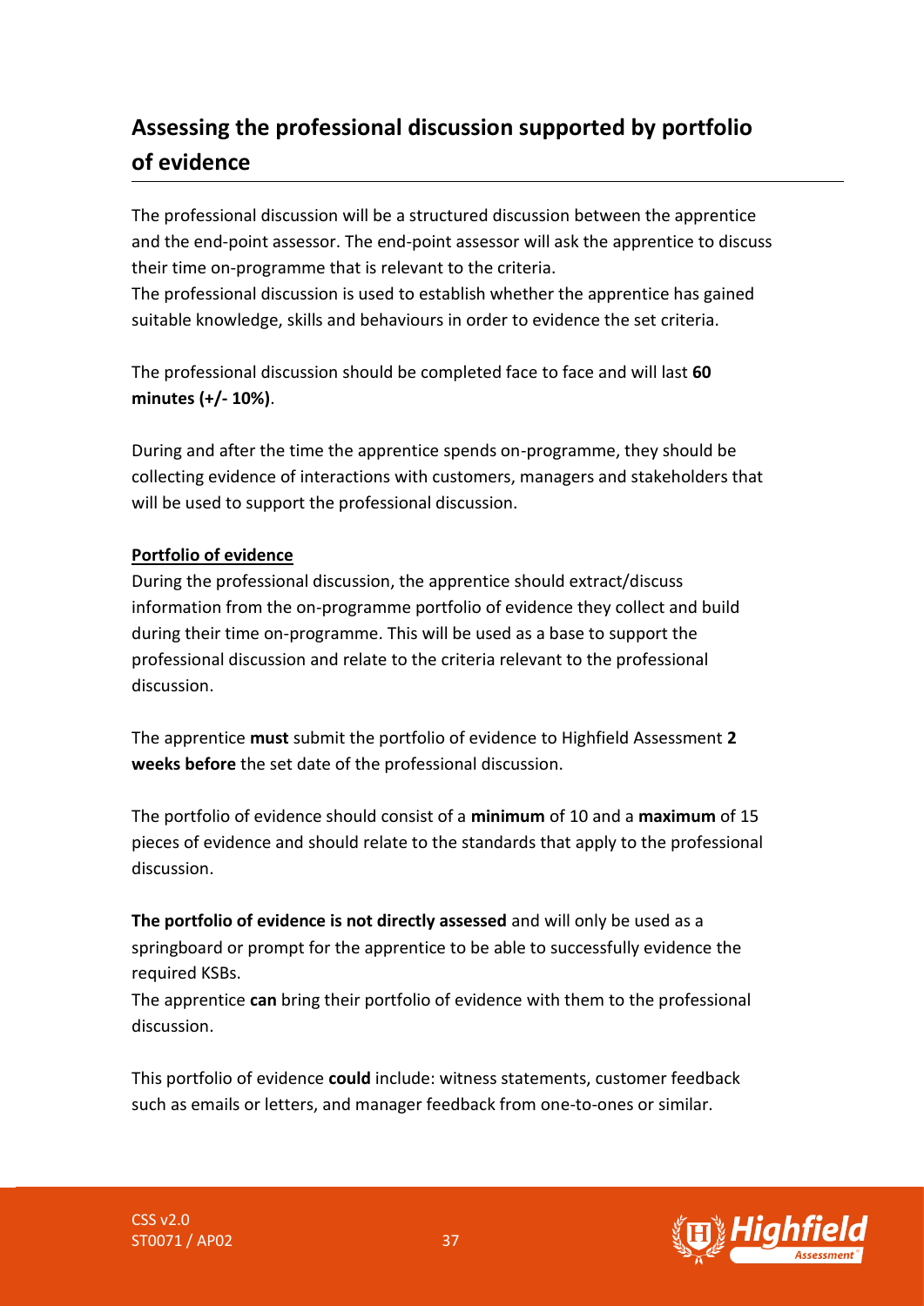## Assessing the professional discussion supported by portfolio of evidence

The professional discussion will be a structured discussion between the apprentice and the end-point assessor. The end-point assessor will ask the apprentice to discuss their time on-programme that is relevant to the criteria.
The professional discussion is used to establish whether the apprentice has gained suitable knowledge, skills and behaviours in order to evidence the set criteria.

The professional discussion should be completed face to face and will last **60 minutes (+/- 10%)**.

During and after the time the apprentice spends on-programme, they should be collecting evidence of interactions with customers, managers and stakeholders that will be used to support the professional discussion.

**Portfolio of evidence**

During the professional discussion, the apprentice should extract/discuss information from the on-programme portfolio of evidence they collect and build during their time on-programme. This will be used as a base to support the professional discussion and relate to the criteria relevant to the professional discussion.

The apprentice **must** submit the portfolio of evidence to Highfield Assessment **2 weeks before** the set date of the professional discussion.

The portfolio of evidence should consist of a **minimum** of 10 and a **maximum** of 15 pieces of evidence and should relate to the standards that apply to the professional discussion.

**The portfolio of evidence is not directly assessed** and will only be used as a springboard or prompt for the apprentice to be able to successfully evidence the required KSBs.
The apprentice **can** bring their portfolio of evidence with them to the professional discussion.

This portfolio of evidence **could** include: witness statements, customer feedback such as emails or letters, and manager feedback from one-to-ones or similar.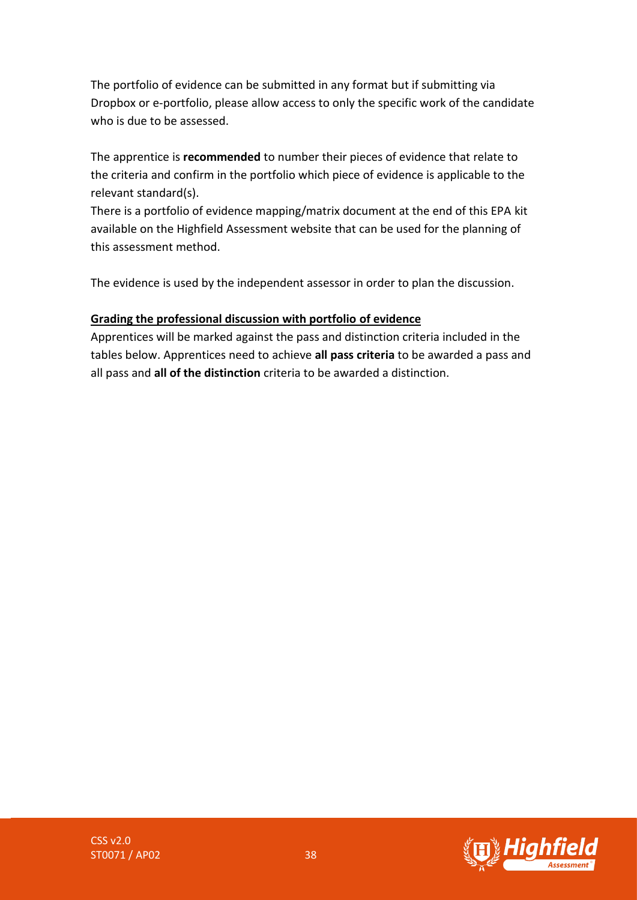The portfolio of evidence can be submitted in any format but if submitting via Dropbox or e-portfolio, please allow access to only the specific work of the candidate who is due to be assessed.

The apprentice is **recommended** to number their pieces of evidence that relate to the criteria and confirm in the portfolio which piece of evidence is applicable to the relevant standard(s).

There is a portfolio of evidence mapping/matrix document at the end of this EPA kit available on the Highfield Assessment website that can be used for the planning of this assessment method.

The evidence is used by the independent assessor in order to plan the discussion.

**Grading the professional discussion with portfolio of evidence**

Apprentices will be marked against the pass and distinction criteria included in the tables below. Apprentices need to achieve **all pass criteria** to be awarded a pass and all pass and **all of the distinction** criteria to be awarded a distinction.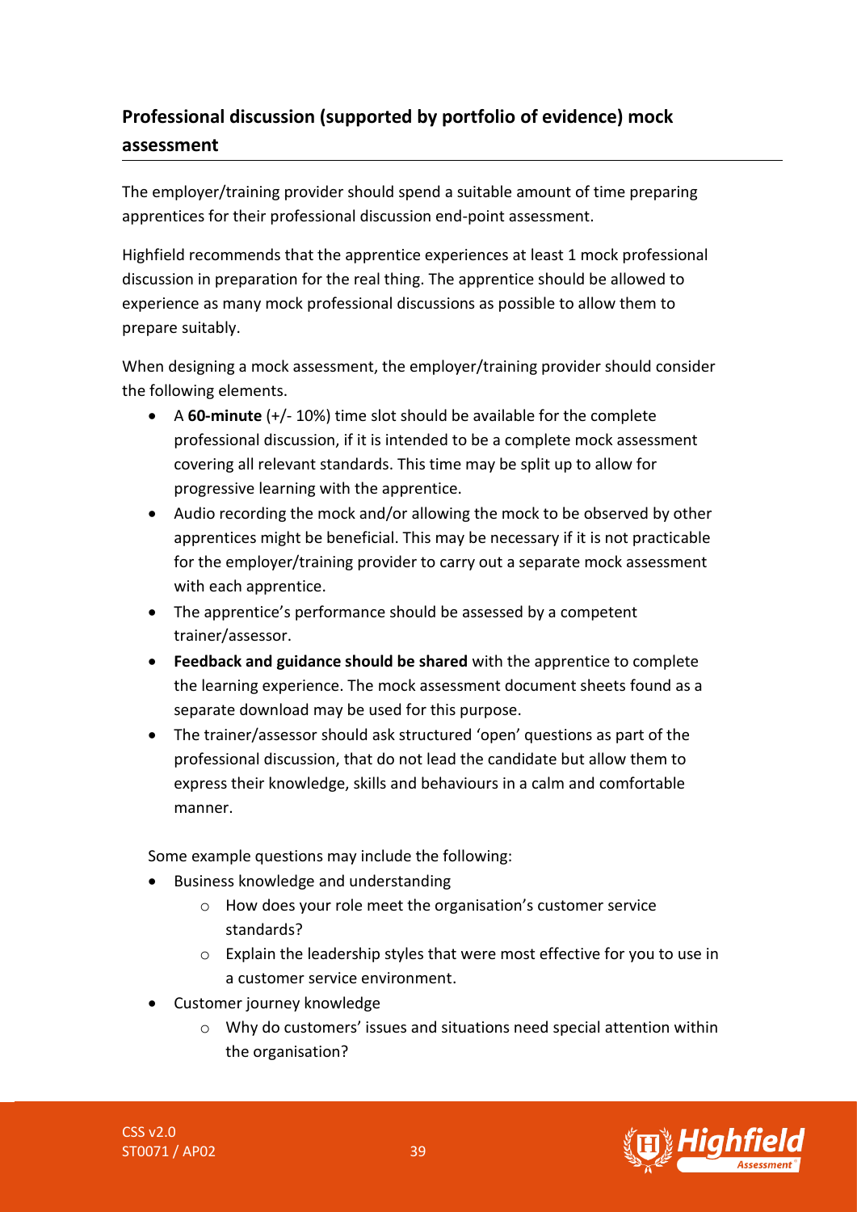## Professional discussion (supported by portfolio of evidence) mock assessment

The employer/training provider should spend a suitable amount of time preparing apprentices for their professional discussion end-point assessment.

Highfield recommends that the apprentice experiences at least 1 mock professional discussion in preparation for the real thing. The apprentice should be allowed to experience as many mock professional discussions as possible to allow them to prepare suitably.

When designing a mock assessment, the employer/training provider should consider the following elements.

- A **60-minute** (+/- 10%) time slot should be available for the complete professional discussion, if it is intended to be a complete mock assessment covering all relevant standards. This time may be split up to allow for progressive learning with the apprentice.
- Audio recording the mock and/or allowing the mock to be observed by other apprentices might be beneficial. This may be necessary if it is not practicable for the employer/training provider to carry out a separate mock assessment with each apprentice.
- The apprentice's performance should be assessed by a competent trainer/assessor.
- **Feedback and guidance should be shared** with the apprentice to complete the learning experience. The mock assessment document sheets found as a separate download may be used for this purpose.
- The trainer/assessor should ask structured 'open' questions as part of the professional discussion, that do not lead the candidate but allow them to express their knowledge, skills and behaviours in a calm and comfortable manner.

Some example questions may include the following:

- Business knowledge and understanding
  - How does your role meet the organisation's customer service standards?
  - Explain the leadership styles that were most effective for you to use in a customer service environment.
- Customer journey knowledge
  - Why do customers' issues and situations need special attention within the organisation?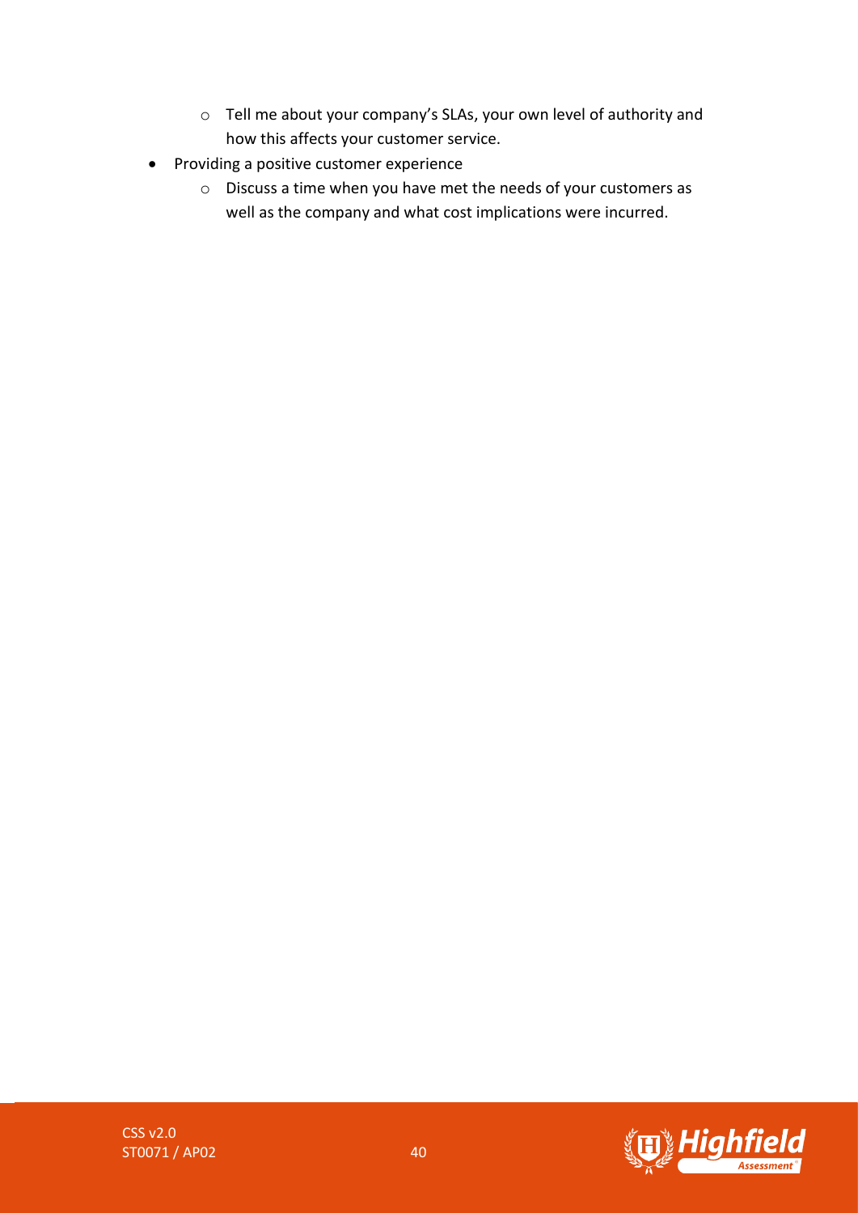- Tell me about your company's SLAs, your own level of authority and how this affects your customer service.
- Providing a positive customer experience
  - Discuss a time when you have met the needs of your customers as well as the company and what cost implications were incurred.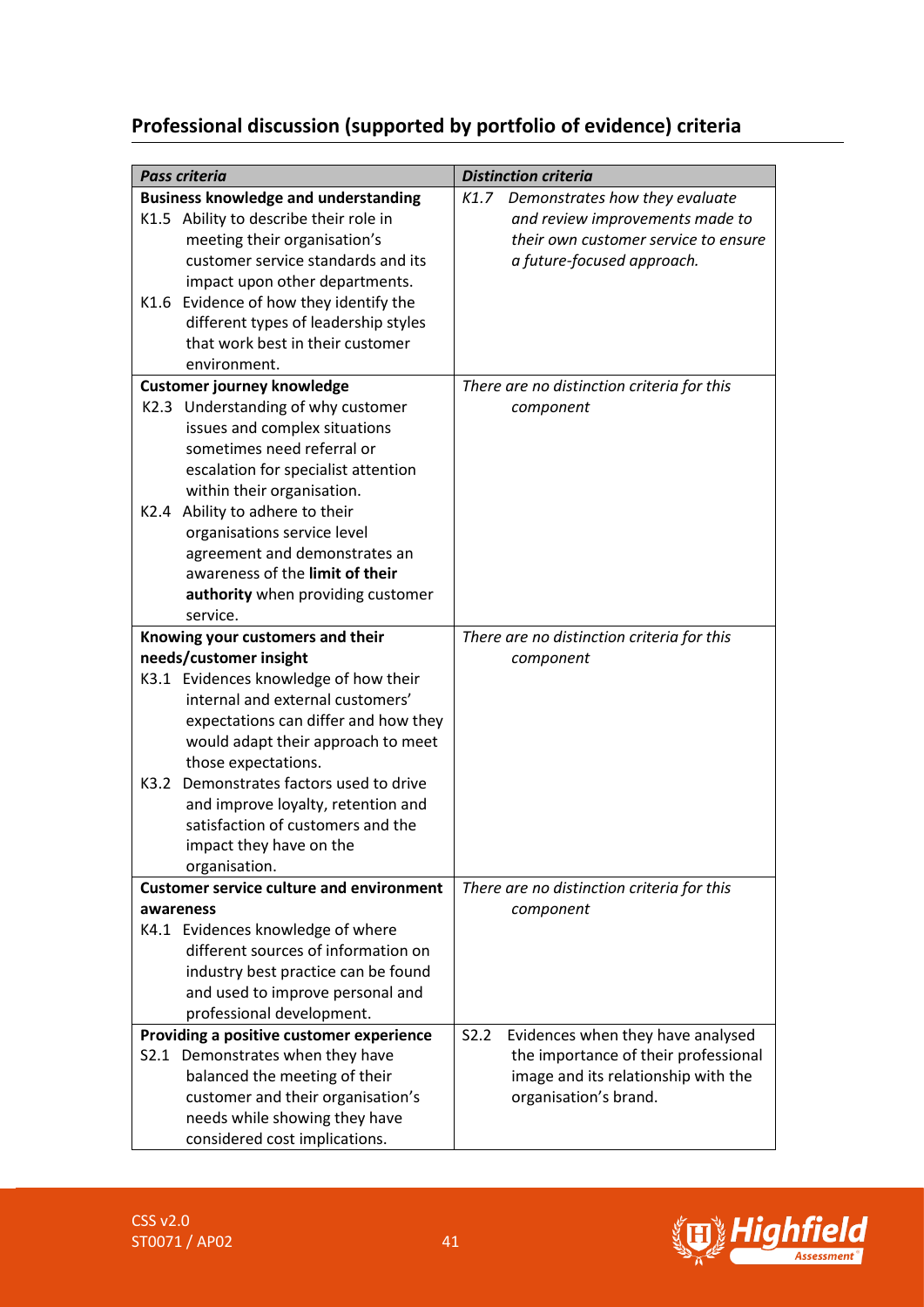## Professional discussion (supported by portfolio of evidence) criteria

| *Pass criteria* | *Distinction criteria* |
|---|---|
| **Business knowledge and understanding**<br>K1.5 Ability to describe their role in meeting their organisation's customer service standards and its impact upon other departments.<br>K1.6 Evidence of how they identify the different types of leadership styles that work best in their customer environment. | *K1.7 Demonstrates how they evaluate and review improvements made to their own customer service to ensure a future-focused approach.* |
| **Customer journey knowledge**<br>K2.3 Understanding of why customer issues and complex situations sometimes need referral or escalation for specialist attention within their organisation.<br>K2.4 Ability to adhere to their organisations service level agreement and demonstrates an awareness of the **limit of their authority** when providing customer service. | *There are no distinction criteria for this component* |
| **Knowing your customers and their needs/customer insight**<br>K3.1 Evidences knowledge of how their internal and external customers' expectations can differ and how they would adapt their approach to meet those expectations.<br>K3.2 Demonstrates factors used to drive and improve loyalty, retention and satisfaction of customers and the impact they have on the organisation. | *There are no distinction criteria for this component* |
| **Customer service culture and environment awareness**<br>K4.1 Evidences knowledge of where different sources of information on industry best practice can be found and used to improve personal and professional development. | *There are no distinction criteria for this component* |
| **Providing a positive customer experience**<br>S2.1 Demonstrates when they have balanced the meeting of their customer and their organisation's needs while showing they have considered cost implications. | S2.2 Evidences when they have analysed the importance of their professional image and its relationship with the organisation's brand. |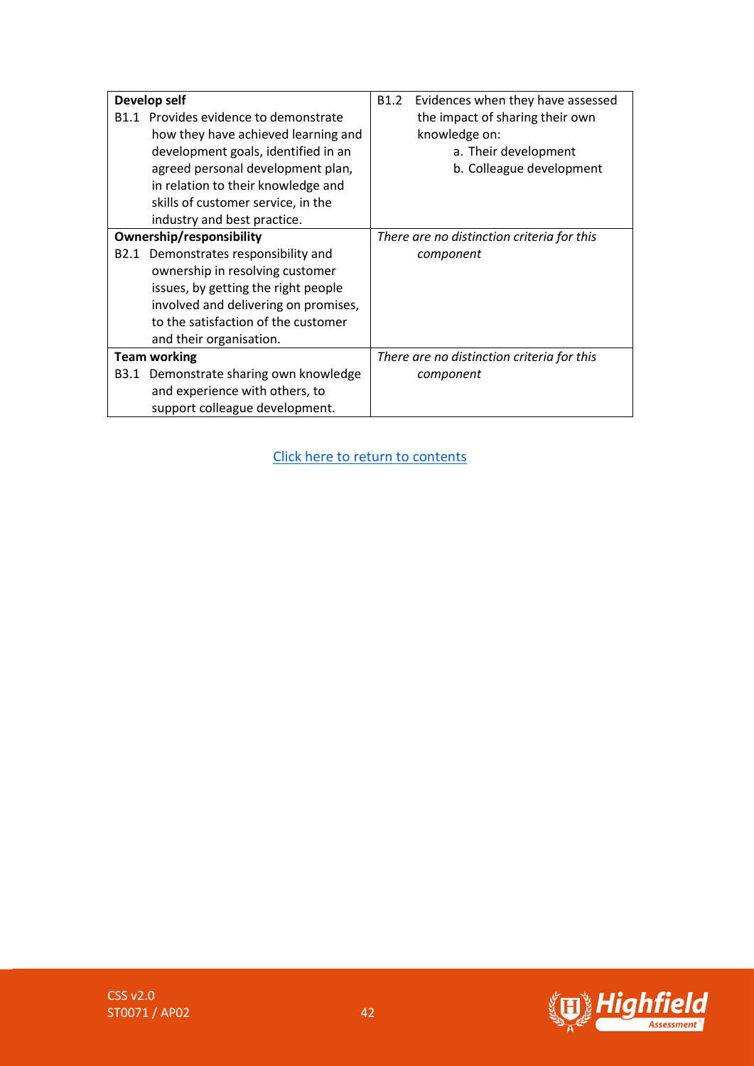| | |
|---|---|
| **Develop self**<br>B1.1 Provides evidence to demonstrate how they have achieved learning and development goals, identified in an agreed personal development plan, in relation to their knowledge and skills of customer service, in the industry and best practice. | B1.2 Evidences when they have assessed the impact of sharing their own knowledge on:<br>a. Their development<br>b. Colleague development |
| **Ownership/responsibility**<br>B2.1 Demonstrates responsibility and ownership in resolving customer issues, by getting the right people involved and delivering on promises, to the satisfaction of the customer and their organisation. | *There are no distinction criteria for this component* |
| **Team working**<br>B3.1 Demonstrate sharing own knowledge and experience with others, to support colleague development. | *There are no distinction criteria for this component* |

Click here to return to contents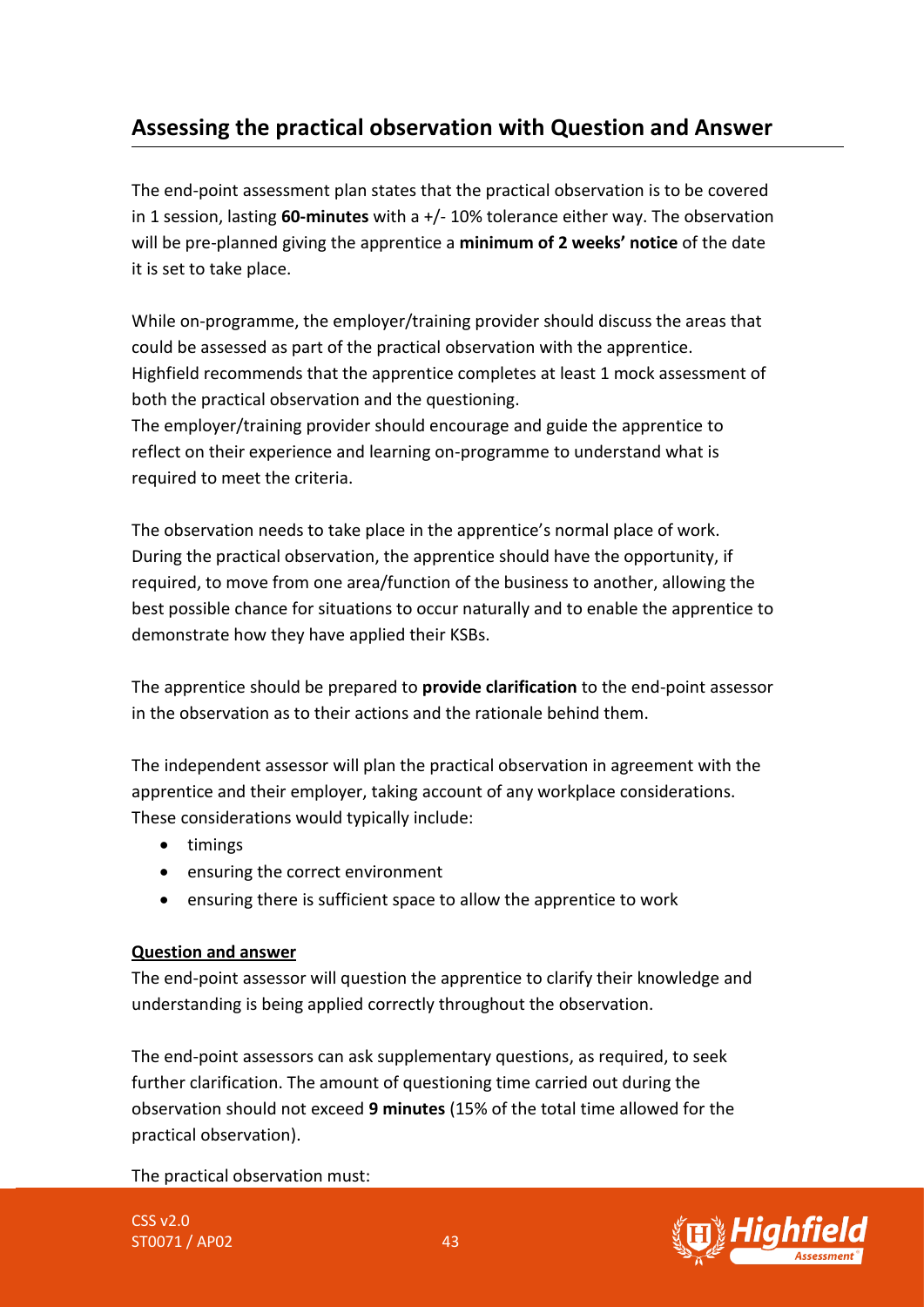## Assessing the practical observation with Question and Answer

The end-point assessment plan states that the practical observation is to be covered in 1 session, lasting **60-minutes** with a +/- 10% tolerance either way. The observation will be pre-planned giving the apprentice a **minimum of 2 weeks' notice** of the date it is set to take place.

While on-programme, the employer/training provider should discuss the areas that could be assessed as part of the practical observation with the apprentice. Highfield recommends that the apprentice completes at least 1 mock assessment of both the practical observation and the questioning.
The employer/training provider should encourage and guide the apprentice to reflect on their experience and learning on-programme to understand what is required to meet the criteria.

The observation needs to take place in the apprentice's normal place of work. During the practical observation, the apprentice should have the opportunity, if required, to move from one area/function of the business to another, allowing the best possible chance for situations to occur naturally and to enable the apprentice to demonstrate how they have applied their KSBs.

The apprentice should be prepared to **provide clarification** to the end-point assessor in the observation as to their actions and the rationale behind them.

The independent assessor will plan the practical observation in agreement with the apprentice and their employer, taking account of any workplace considerations. These considerations would typically include:

- timings
- ensuring the correct environment
- ensuring there is sufficient space to allow the apprentice to work

**Question and answer**

The end-point assessor will question the apprentice to clarify their knowledge and understanding is being applied correctly throughout the observation.

The end-point assessors can ask supplementary questions, as required, to seek further clarification. The amount of questioning time carried out during the observation should not exceed **9 minutes** (15% of the total time allowed for the practical observation).

The practical observation must: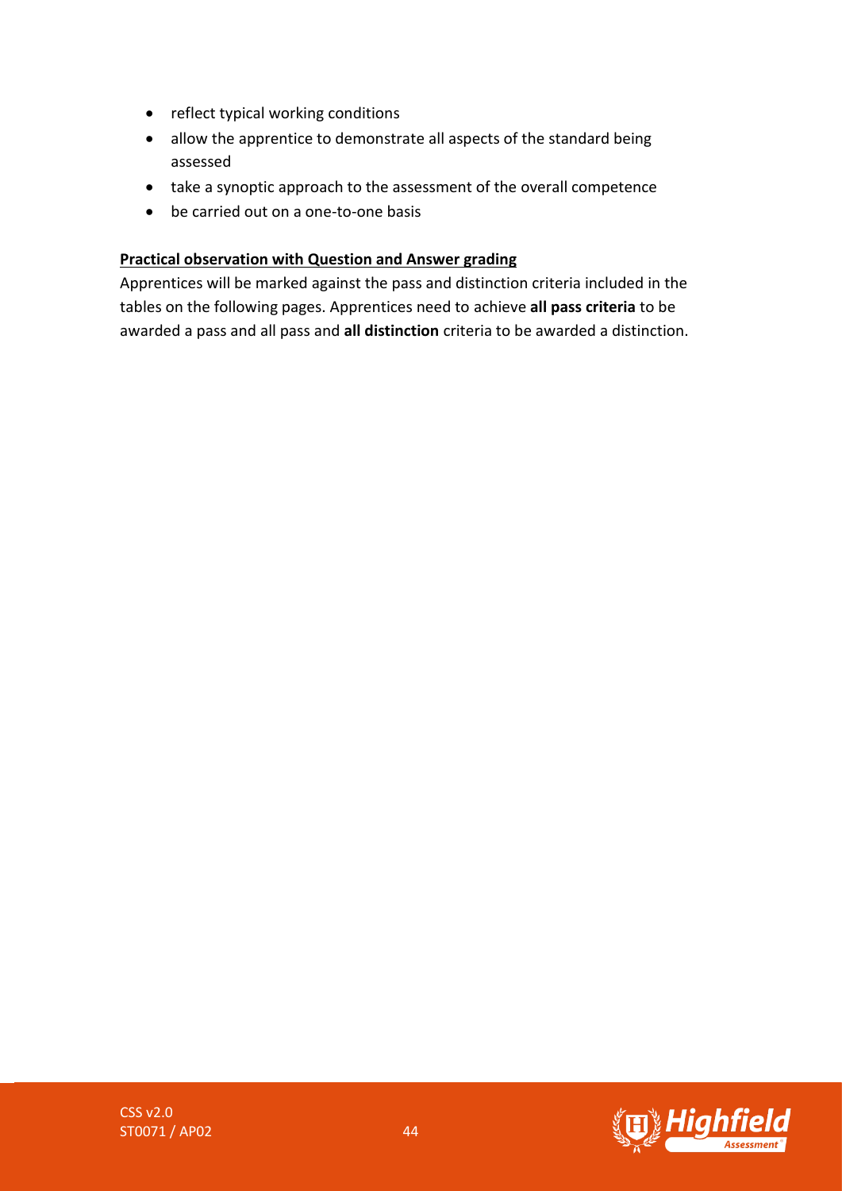- reflect typical working conditions
- allow the apprentice to demonstrate all aspects of the standard being assessed
- take a synoptic approach to the assessment of the overall competence
- be carried out on a one-to-one basis

**Practical observation with Question and Answer grading**

Apprentices will be marked against the pass and distinction criteria included in the tables on the following pages. Apprentices need to achieve **all pass criteria** to be awarded a pass and all pass and **all distinction** criteria to be awarded a distinction.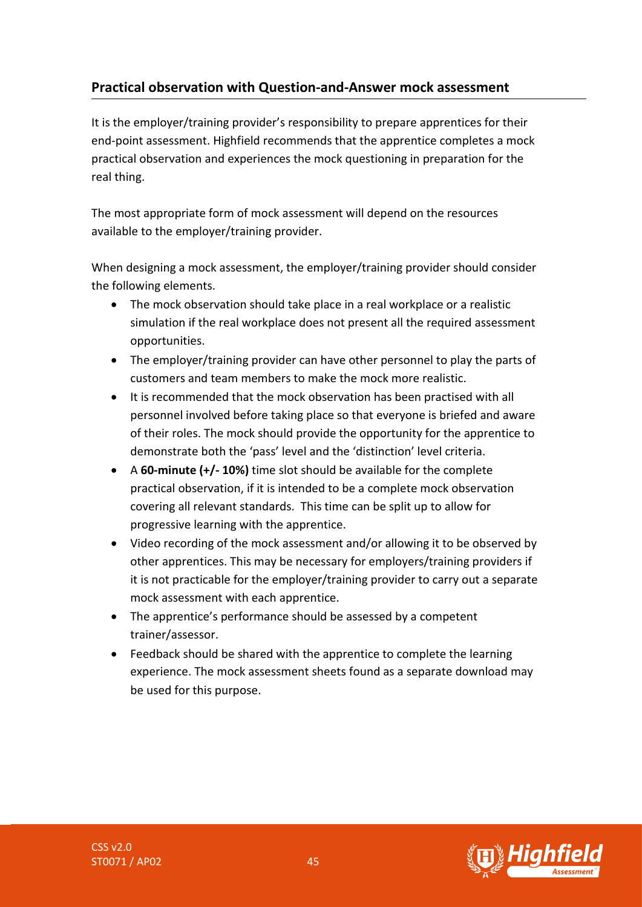## Practical observation with Question-and-Answer mock assessment

It is the employer/training provider's responsibility to prepare apprentices for their end-point assessment. Highfield recommends that the apprentice completes a mock practical observation and experiences the mock questioning in preparation for the real thing.

The most appropriate form of mock assessment will depend on the resources available to the employer/training provider.

When designing a mock assessment, the employer/training provider should consider the following elements.

- The mock observation should take place in a real workplace or a realistic simulation if the real workplace does not present all the required assessment opportunities.
- The employer/training provider can have other personnel to play the parts of customers and team members to make the mock more realistic.
- It is recommended that the mock observation has been practised with all personnel involved before taking place so that everyone is briefed and aware of their roles. The mock should provide the opportunity for the apprentice to demonstrate both the 'pass' level and the 'distinction' level criteria.
- A **60-minute (+/- 10%)** time slot should be available for the complete practical observation, if it is intended to be a complete mock observation covering all relevant standards. This time can be split up to allow for progressive learning with the apprentice.
- Video recording of the mock assessment and/or allowing it to be observed by other apprentices. This may be necessary for employers/training providers if it is not practicable for the employer/training provider to carry out a separate mock assessment with each apprentice.
- The apprentice's performance should be assessed by a competent trainer/assessor.
- Feedback should be shared with the apprentice to complete the learning experience. The mock assessment sheets found as a separate download may be used for this purpose.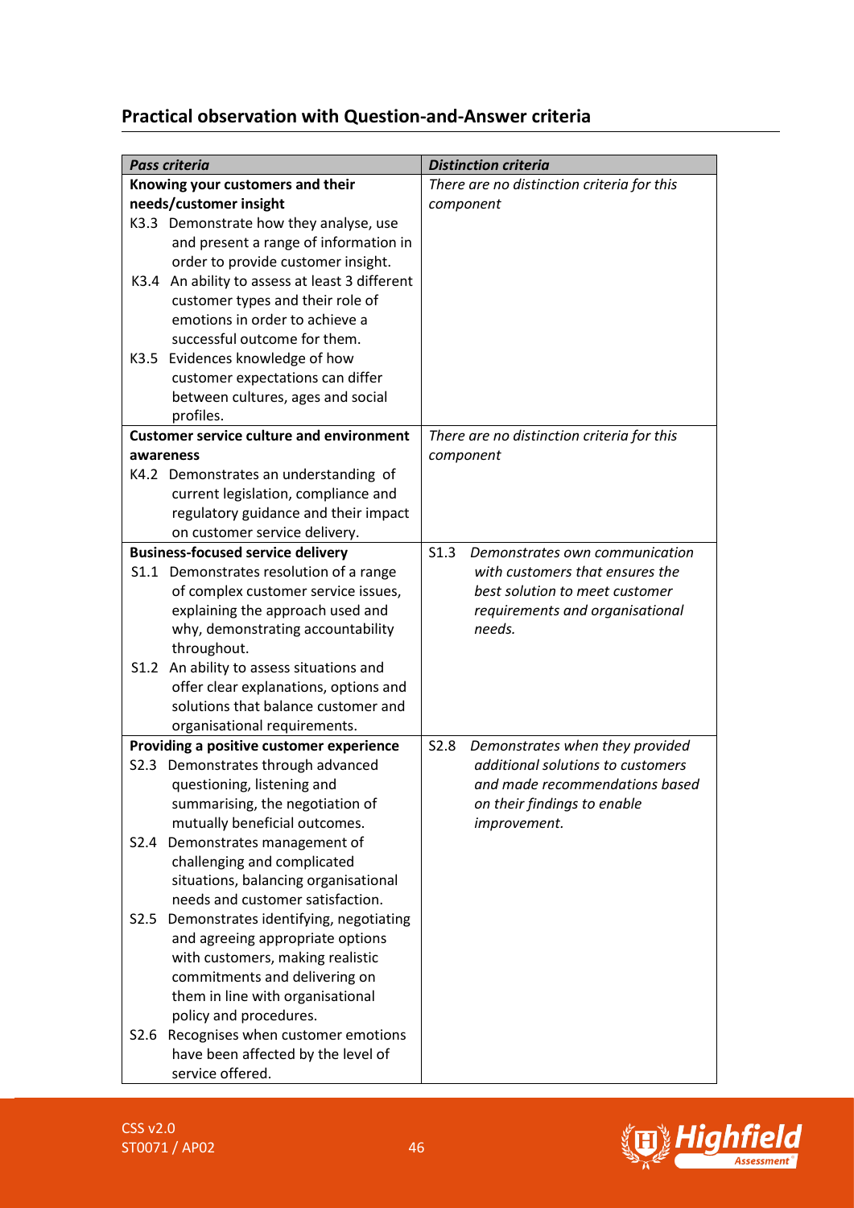## Practical observation with Question-and-Answer criteria

| *Pass criteria* | *Distinction criteria* |
|---|---|
| **Knowing your customers and their needs/customer insight**<br>K3.3 Demonstrate how they analyse, use and present a range of information in order to provide customer insight.<br>K3.4 An ability to assess at least 3 different customer types and their role of emotions in order to achieve a successful outcome for them.<br>K3.5 Evidences knowledge of how customer expectations can differ between cultures, ages and social profiles. | *There are no distinction criteria for this component* |
| **Customer service culture and environment awareness**<br>K4.2 Demonstrates an understanding of current legislation, compliance and regulatory guidance and their impact on customer service delivery. | *There are no distinction criteria for this component* |
| **Business-focused service delivery**<br>S1.1 Demonstrates resolution of a range of complex customer service issues, explaining the approach used and why, demonstrating accountability throughout.<br>S1.2 An ability to assess situations and offer clear explanations, options and solutions that balance customer and organisational requirements. | S1.3 *Demonstrates own communication with customers that ensures the best solution to meet customer requirements and organisational needs.* |
| **Providing a positive customer experience**<br>S2.3 Demonstrates through advanced questioning, listening and summarising, the negotiation of mutually beneficial outcomes.<br>S2.4 Demonstrates management of challenging and complicated situations, balancing organisational needs and customer satisfaction.<br>S2.5 Demonstrates identifying, negotiating and agreeing appropriate options with customers, making realistic commitments and delivering on them in line with organisational policy and procedures.<br>S2.6 Recognises when customer emotions have been affected by the level of service offered. | S2.8 *Demonstrates when they provided additional solutions to customers and made recommendations based on their findings to enable improvement.* |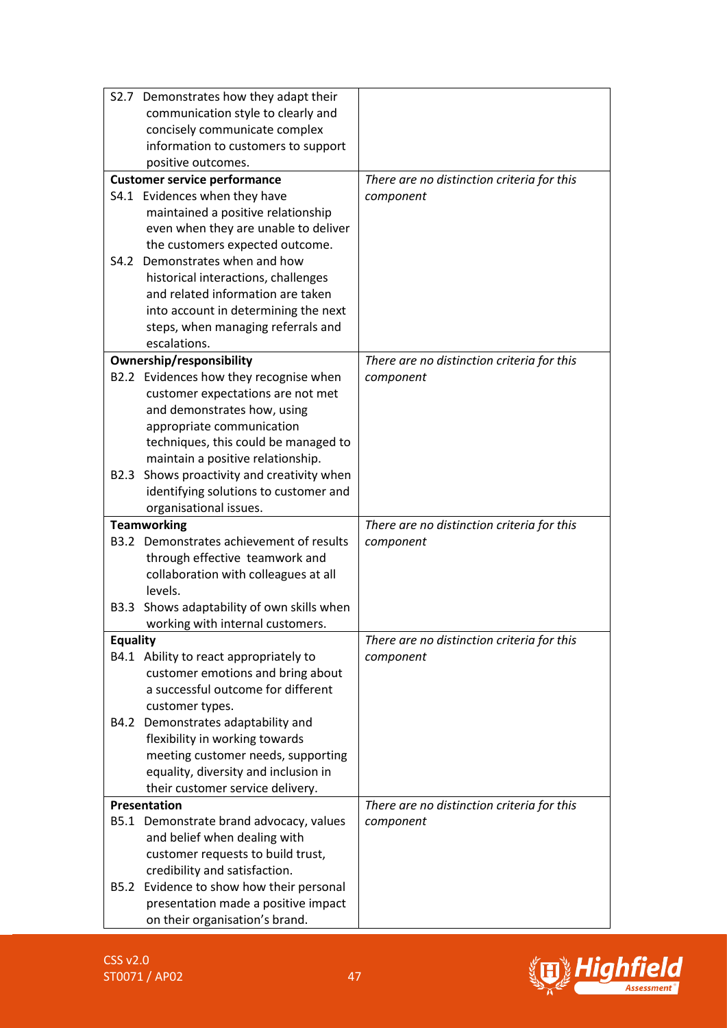| | |
|---|---|
| S2.7 Demonstrates how they adapt their communication style to clearly and concisely communicate complex information to customers to support positive outcomes. | |
| **Customer service performance**<br>S4.1 Evidences when they have maintained a positive relationship even when they are unable to deliver the customers expected outcome.<br>S4.2 Demonstrates when and how historical interactions, challenges and related information are taken into account in determining the next steps, when managing referrals and escalations. | *There are no distinction criteria for this component* |
| **Ownership/responsibility**<br>B2.2 Evidences how they recognise when customer expectations are not met and demonstrates how, using appropriate communication techniques, this could be managed to maintain a positive relationship.<br>B2.3 Shows proactivity and creativity when identifying solutions to customer and organisational issues. | *There are no distinction criteria for this component* |
| **Teamworking**<br>B3.2 Demonstrates achievement of results through effective teamwork and collaboration with colleagues at all levels.<br>B3.3 Shows adaptability of own skills when working with internal customers. | *There are no distinction criteria for this component* |
| **Equality**<br>B4.1 Ability to react appropriately to customer emotions and bring about a successful outcome for different customer types.<br>B4.2 Demonstrates adaptability and flexibility in working towards meeting customer needs, supporting equality, diversity and inclusion in their customer service delivery. | *There are no distinction criteria for this component* |
| **Presentation**<br>B5.1 Demonstrate brand advocacy, values and belief when dealing with customer requests to build trust, credibility and satisfaction.<br>B5.2 Evidence to show how their personal presentation made a positive impact on their organisation's brand. | *There are no distinction criteria for this component* |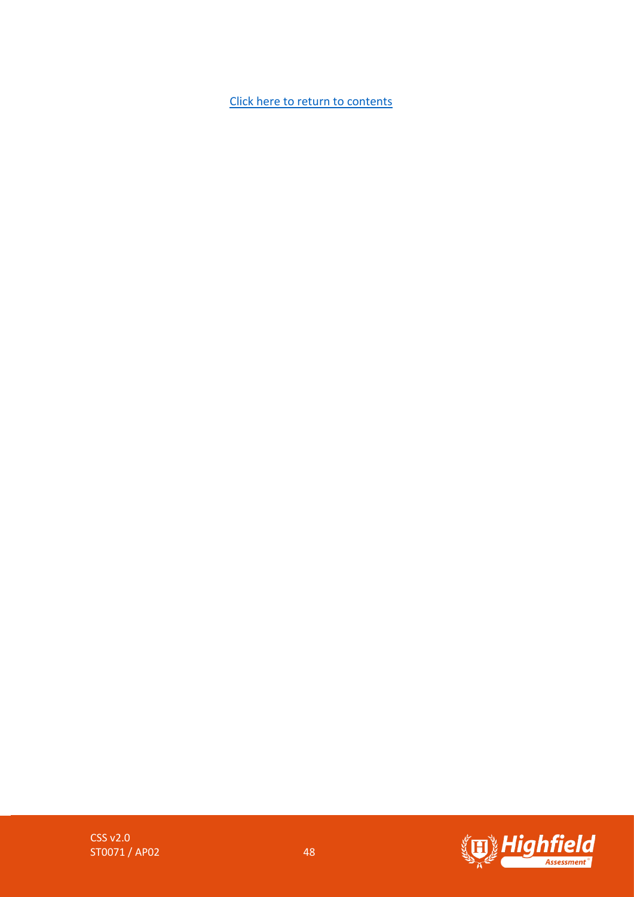Click here to return to contents